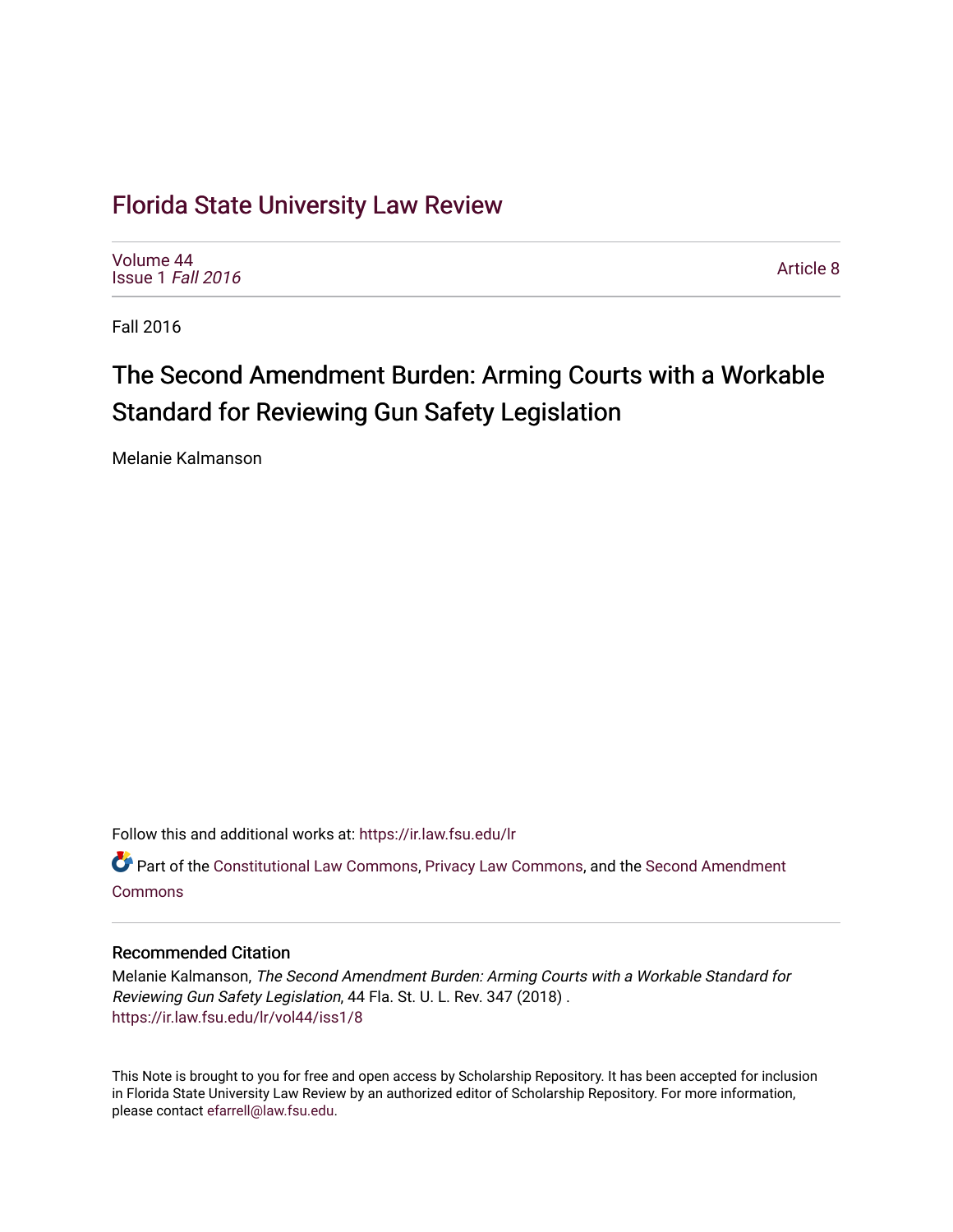# Florida State University Law Review

Volume 44
Issue 1 *Fall 2016*

Article 8

Fall 2016

## The Second Amendment Burden: Arming Courts with a Workable Standard for Reviewing Gun Safety Legislation

Melanie Kalmanson

Follow this and additional works at: https://ir.law.fsu.edu/lr

Part of the Constitutional Law Commons, Privacy Law Commons, and the Second Amendment Commons

### Recommended Citation

Melanie Kalmanson, *The Second Amendment Burden: Arming Courts with a Workable Standard for Reviewing Gun Safety Legislation*, 44 Fla. St. U. L. Rev. 347 (2018) .
https://ir.law.fsu.edu/lr/vol44/iss1/8

This Note is brought to you for free and open access by Scholarship Repository. It has been accepted for inclusion in Florida State University Law Review by an authorized editor of Scholarship Repository. For more information, please contact efarrell@law.fsu.edu.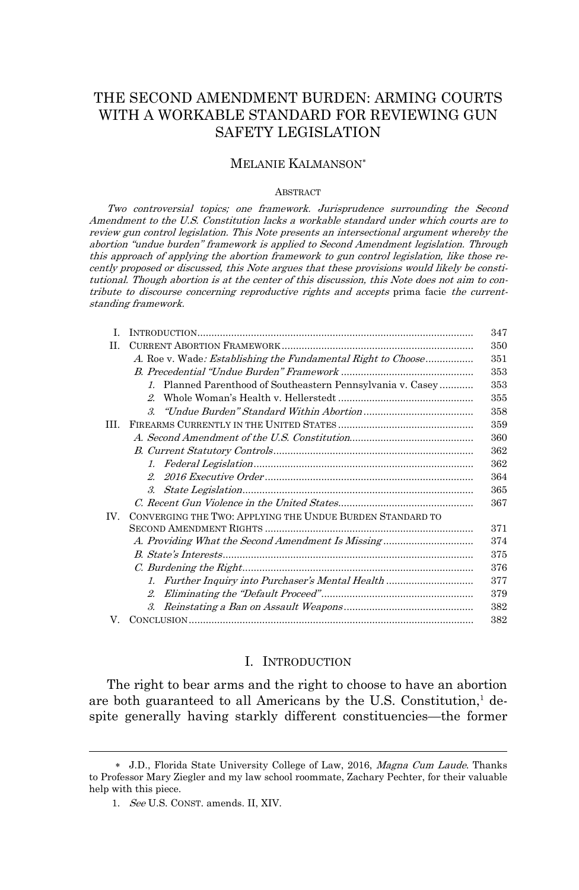# THE SECOND AMENDMENT BURDEN: ARMING COURTS WITH A WORKABLE STANDARD FOR REVIEWING GUN SAFETY LEGISLATION

MELANIE KALMANSON*

ABSTRACT

*Two controversial topics; one framework. Jurisprudence surrounding the Second Amendment to the U.S. Constitution lacks a workable standard under which courts are to review gun control legislation. This Note presents an intersectional argument whereby the abortion "undue burden" framework is applied to Second Amendment legislation. Through this approach of applying the abortion framework to gun control legislation, like those recently proposed or discussed, this Note argues that these provisions would likely be constitutional. Though abortion is at the center of this discussion, this Note does not aim to contribute to discourse concerning reproductive rights and accepts* prima facie *the current-standing framework.*

| | | |
|---|---|---|
| I. | INTRODUCTION | 347 |
| II. | CURRENT ABORTION FRAMEWORK | 350 |
| | *A.* Roe v. Wade*: Establishing the Fundamental Right to Choose* | 351 |
| | *B. Precedential "Undue Burden" Framework* | 353 |
| | *1.* Planned Parenthood of Southeastern Pennsylvania v. Casey | 353 |
| | *2.* Whole Woman's Health v. Hellerstedt | 355 |
| | *3. "Undue Burden" Standard Within Abortion* | 358 |
| III. | FIREARMS CURRENTLY IN THE UNITED STATES | 359 |
| | *A. Second Amendment of the U.S. Constitution* | 360 |
| | *B. Current Statutory Controls* | 362 |
| | *1. Federal Legislation* | 362 |
| | *2. 2016 Executive Order* | 364 |
| | *3. State Legislation* | 365 |
| | *C. Recent Gun Violence in the United States* | 367 |
| IV. | CONVERGING THE TWO: APPLYING THE UNDUE BURDEN STANDARD TO SECOND AMENDMENT RIGHTS | 371 |
| | *A. Providing What the Second Amendment Is Missing* | 374 |
| | *B. State's Interests* | 375 |
| | *C. Burdening the Right* | 376 |
| | *1. Further Inquiry into Purchaser's Mental Health* | 377 |
| | *2. Eliminating the "Default Proceed"* | 379 |
| | *3. Reinstating a Ban on Assault Weapons* | 382 |
| V. | CONCLUSION | 382 |

## I. INTRODUCTION

The right to bear arms and the right to choose to have an abortion are both guaranteed to all Americans by the U.S. Constitution,[1] despite generally having starkly different constituencies—the former

---

\* J.D., Florida State University College of Law, 2016, *Magna Cum Laude*. Thanks to Professor Mary Ziegler and my law school roommate, Zachary Pechter, for their valuable help with this piece.

1. *See* U.S. CONST. amends. II, XIV.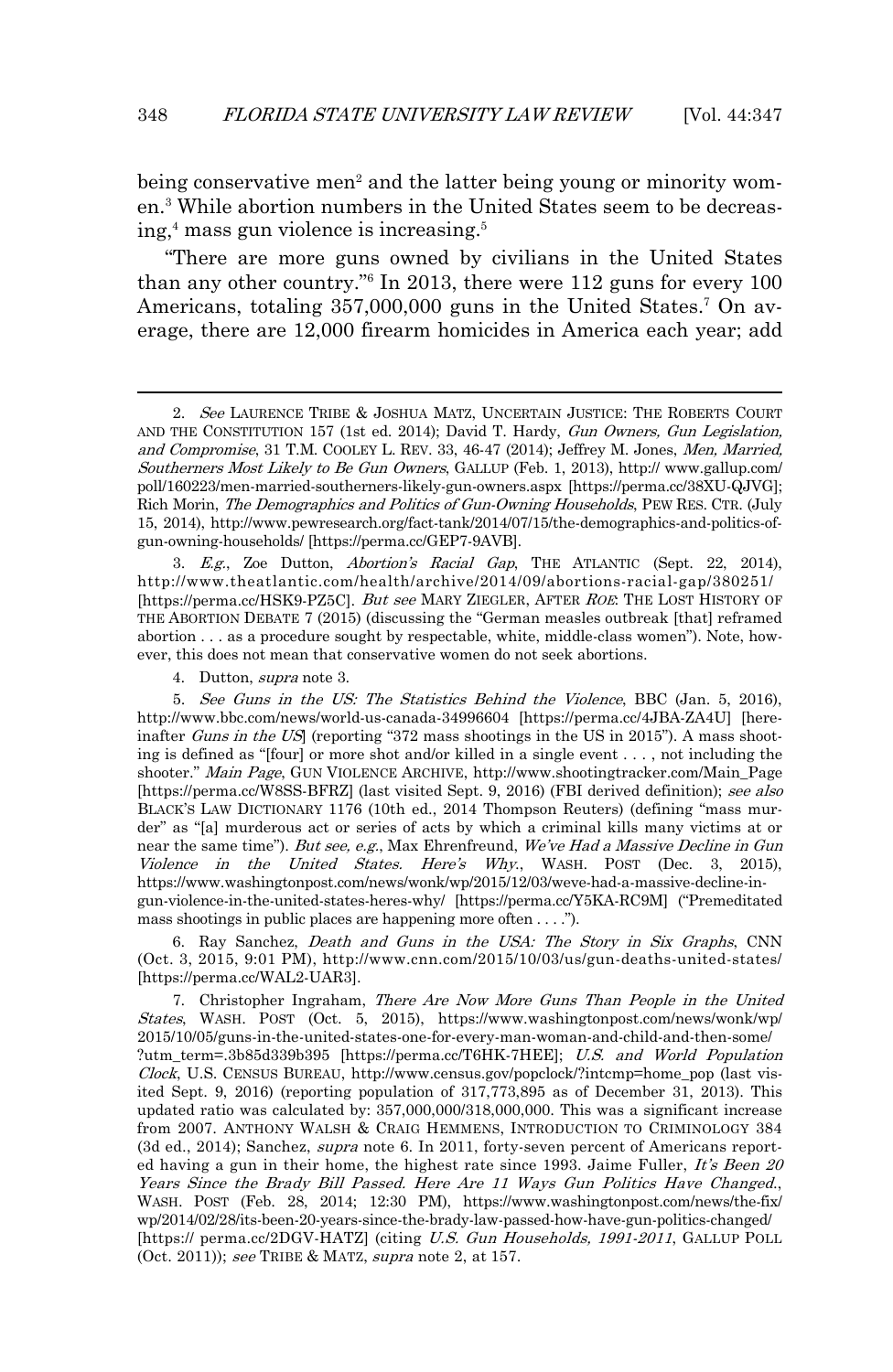being conservative men[2] and the latter being young or minority women.[3] While abortion numbers in the United States seem to be decreasing,[4] mass gun violence is increasing.[5]

"There are more guns owned by civilians in the United States than any other country."[6] In 2013, there were 112 guns for every 100 Americans, totaling 357,000,000 guns in the United States.[7] On average, there are 12,000 firearm homicides in America each year; add

---

2. *See* LAURENCE TRIBE & JOSHUA MATZ, UNCERTAIN JUSTICE: THE ROBERTS COURT AND THE CONSTITUTION 157 (1st ed. 2014); David T. Hardy, *Gun Owners, Gun Legislation, and Compromise*, 31 T.M. COOLEY L. REV. 33, 46-47 (2014); Jeffrey M. Jones, *Men, Married, Southerners Most Likely to Be Gun Owners*, GALLUP (Feb. 1, 2013), http:// www.gallup.com/poll/160223/men-married-southerners-likely-gun-owners.aspx [https://perma.cc/38XU-QJVG]; Rich Morin, *The Demographics and Politics of Gun-Owning Households*, PEW RES. CTR. (July 15, 2014), http://www.pewresearch.org/fact-tank/2014/07/15/the-demographics-and-politics-of-gun-owning-households/ [https://perma.cc/GEP7-9AVB].

3. *E.g.*, Zoe Dutton, *Abortion's Racial Gap*, THE ATLANTIC (Sept. 22, 2014), http://www.theatlantic.com/health/archive/2014/09/abortions-racial-gap/380251/ [https://perma.cc/HSK9-PZ5C]. *But see* MARY ZIEGLER, AFTER *ROE*: THE LOST HISTORY OF THE ABORTION DEBATE 7 (2015) (discussing the "German measles outbreak [that] reframed abortion . . . as a procedure sought by respectable, white, middle-class women"). Note, however, this does not mean that conservative women do not seek abortions.

4. Dutton, *supra* note 3.

5. *See Guns in the US: The Statistics Behind the Violence*, BBC (Jan. 5, 2016), http://www.bbc.com/news/world-us-canada-34996604 [https://perma.cc/4JBA-ZA4U] [hereinafter *Guns in the US*] (reporting "372 mass shootings in the US in 2015"). A mass shooting is defined as "[four] or more shot and/or killed in a single event . . . , not including the shooter." *Main Page*, GUN VIOLENCE ARCHIVE, http://www.shootingtracker.com/Main_Page [https://perma.cc/W8SS-BFRZ] (last visited Sept. 9, 2016) (FBI derived definition); *see also* BLACK'S LAW DICTIONARY 1176 (10th ed., 2014 Thompson Reuters) (defining "mass murder" as "[a] murderous act or series of acts by which a criminal kills many victims at or near the same time"). *But see, e.g.*, Max Ehrenfreund, *We've Had a Massive Decline in Gun Violence in the United States. Here's Why.*, WASH. POST (Dec. 3, 2015), https://www.washingtonpost.com/news/wonk/wp/2015/12/03/weve-had-a-massive-decline-in-gun-violence-in-the-united-states-heres-why/ [https://perma.cc/Y5KA-RC9M] ("Premeditated mass shootings in public places are happening more often . . . .").

6. Ray Sanchez, *Death and Guns in the USA: The Story in Six Graphs*, CNN (Oct. 3, 2015, 9:01 PM), http://www.cnn.com/2015/10/03/us/gun-deaths-united-states/ [https://perma.cc/WAL2-UAR3].

7. Christopher Ingraham, *There Are Now More Guns Than People in the United States*, WASH. POST (Oct. 5, 2015), https://www.washingtonpost.com/news/wonk/wp/2015/10/05/guns-in-the-united-states-one-for-every-man-woman-and-child-and-then-some/?utm_term=.3b85d339b395 [https://perma.cc/T6HK-7HEE]; *U.S. and World Population Clock*, U.S. CENSUS BUREAU, http://www.census.gov/popclock/?intcmp=home_pop (last visited Sept. 9, 2016) (reporting population of 317,773,895 as of December 31, 2013). This updated ratio was calculated by: 357,000,000/318,000,000. This was a significant increase from 2007. ANTHONY WALSH & CRAIG HEMMENS, INTRODUCTION TO CRIMINOLOGY 384 (3d ed., 2014); Sanchez, *supra* note 6. In 2011, forty-seven percent of Americans reported having a gun in their home, the highest rate since 1993. Jaime Fuller, *It's Been 20 Years Since the Brady Bill Passed. Here Are 11 Ways Gun Politics Have Changed.*, WASH. POST (Feb. 28, 2014; 12:30 PM), https://www.washingtonpost.com/news/the-fix/wp/2014/02/28/its-been-20-years-since-the-brady-law-passed-how-have-gun-politics-changed/ [https:// perma.cc/2DGV-HATZ] (citing *U.S. Gun Households, 1991-2011*, GALLUP POLL (Oct. 2011)); *see* TRIBE & MATZ, *supra* note 2, at 157.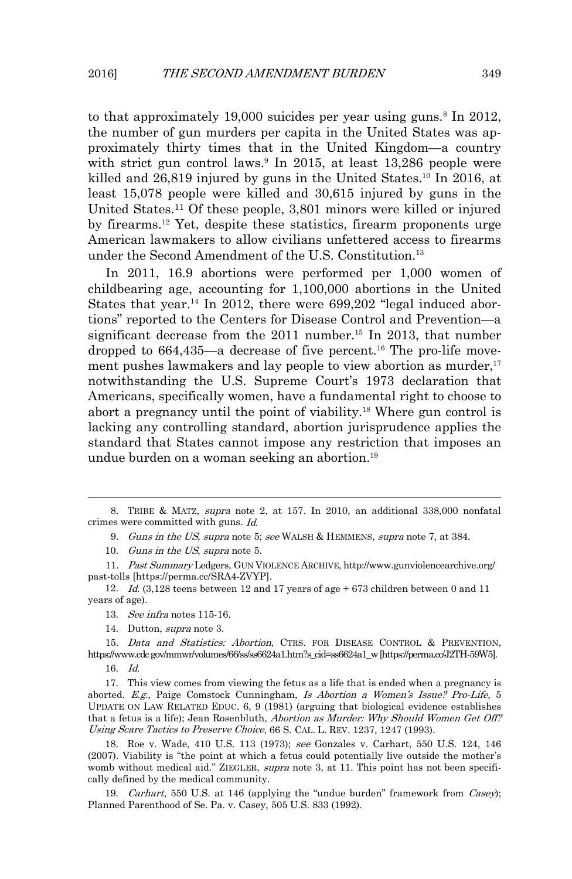to that approximately 19,000 suicides per year using guns.[8] In 2012, the number of gun murders per capita in the United States was approximately thirty times that in the United Kingdom—a country with strict gun control laws.[9] In 2015, at least 13,286 people were killed and 26,819 injured by guns in the United States.[10] In 2016, at least 15,078 people were killed and 30,615 injured by guns in the United States.[11] Of these people, 3,801 minors were killed or injured by firearms.[12] Yet, despite these statistics, firearm proponents urge American lawmakers to allow civilians unfettered access to firearms under the Second Amendment of the U.S. Constitution.[13]

In 2011, 16.9 abortions were performed per 1,000 women of childbearing age, accounting for 1,100,000 abortions in the United States that year.[14] In 2012, there were 699,202 "legal induced abortions" reported to the Centers for Disease Control and Prevention—a significant decrease from the 2011 number.[15] In 2013, that number dropped to 664,435—a decrease of five percent.[16] The pro-life movement pushes lawmakers and lay people to view abortion as murder,[17] notwithstanding the U.S. Supreme Court's 1973 declaration that Americans, specifically women, have a fundamental right to choose to abort a pregnancy until the point of viability.[18] Where gun control is lacking any controlling standard, abortion jurisprudence applies the standard that States cannot impose any restriction that imposes an undue burden on a woman seeking an abortion.[19]

---

8. TRIBE & MATZ, *supra* note 2, at 157. In 2010, an additional 338,000 nonfatal crimes were committed with guns. *Id.*

9. *Guns in the US*, *supra* note 5; *see* WALSH & HEMMENS, *supra* note 7, at 384.

10. *Guns in the US*, *supra* note 5.

11. *Past Summary* Ledgers, GUN VIOLENCE ARCHIVE, http://www.gunviolencearchive.org/past-tolls [https://perma.cc/SRA4-ZVYP].

12. *Id.* (3,128 teens between 12 and 17 years of age + 673 children between 0 and 11 years of age).

13. *See infra* notes 115-16.

14. Dutton, *supra* note 3.

15. *Data and Statistics: Abortion*, CTRS. FOR DISEASE CONTROL & PREVENTION, https://www.cdc.gov/mmwr/volumes/66/ss/ss6624a1.htm?s_cid=ss6624a1_w [https://perma.cc/J2TH-59W5].

16. *Id.*

17. This view comes from viewing the fetus as a life that is ended when a pregnancy is aborted. *E.g.*, Paige Comstock Cunningham, *Is Abortion a Women's Issue? Pro-Life*, 5 UPDATE ON LAW RELATED EDUC. 6, 9 (1981) (arguing that biological evidence establishes that a fetus is a life); Jean Rosenbluth, *Abortion as Murder: Why Should Women Get Off? Using Scare Tactics to Preserve Choice*, 66 S. CAL. L. REV. 1237, 1247 (1993).

18. Roe v. Wade, 410 U.S. 113 (1973); *see* Gonzales v. Carhart, 550 U.S. 124, 146 (2007). Viability is "the point at which a fetus could potentially live outside the mother's womb without medical aid." ZIEGLER, *supra* note 3, at 11. This point has not been specifically defined by the medical community.

19. *Carhart*, 550 U.S. at 146 (applying the "undue burden" framework from *Casey*); Planned Parenthood of Se. Pa. v. Casey, 505 U.S. 833 (1992).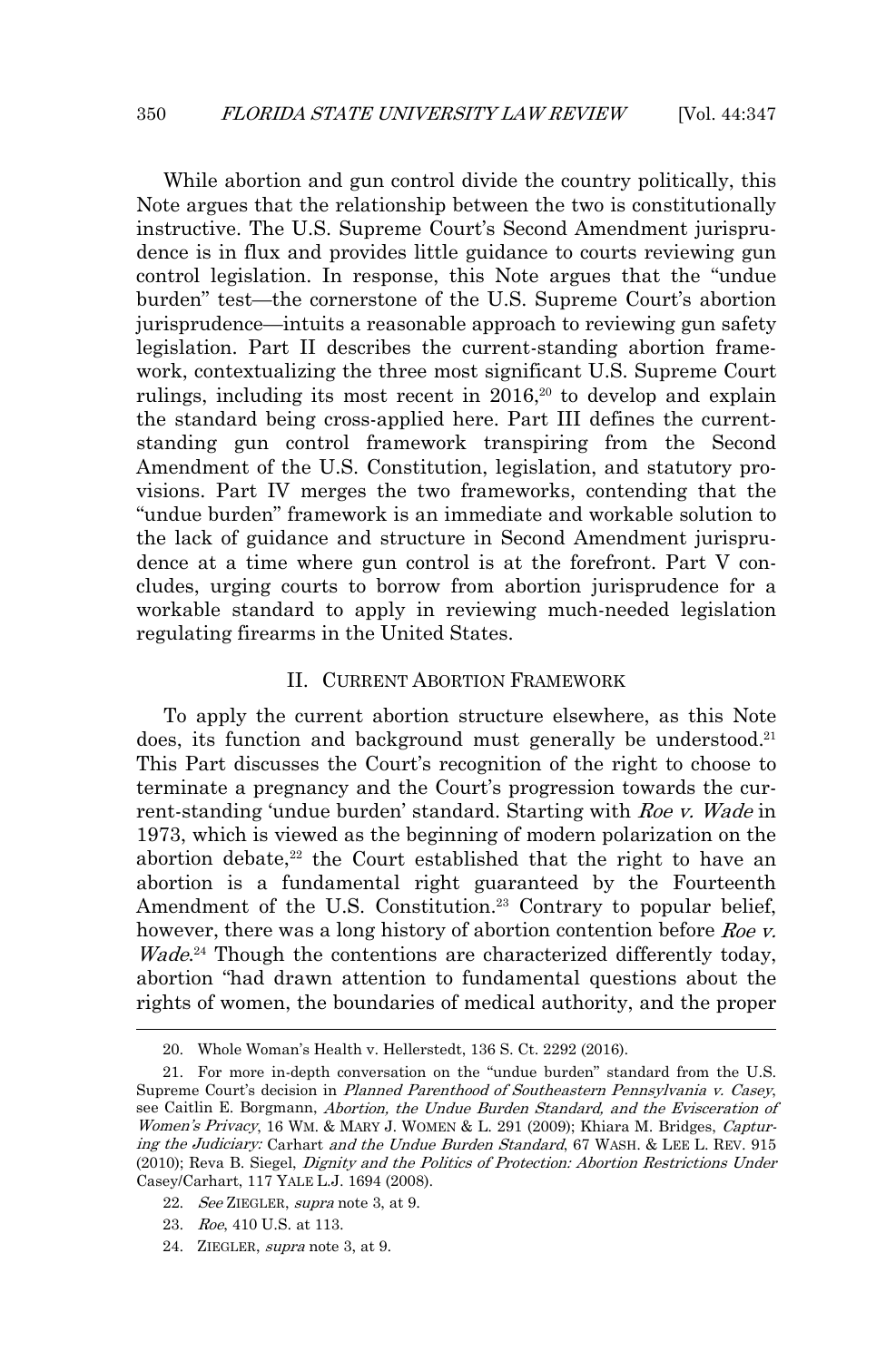While abortion and gun control divide the country politically, this Note argues that the relationship between the two is constitutionally instructive. The U.S. Supreme Court's Second Amendment jurisprudence is in flux and provides little guidance to courts reviewing gun control legislation. In response, this Note argues that the "undue burden" test—the cornerstone of the U.S. Supreme Court's abortion jurisprudence—intuits a reasonable approach to reviewing gun safety legislation. Part II describes the current-standing abortion framework, contextualizing the three most significant U.S. Supreme Court rulings, including its most recent in 2016,[20] to develop and explain the standard being cross-applied here. Part III defines the current-standing gun control framework transpiring from the Second Amendment of the U.S. Constitution, legislation, and statutory provisions. Part IV merges the two frameworks, contending that the "undue burden" framework is an immediate and workable solution to the lack of guidance and structure in Second Amendment jurisprudence at a time where gun control is at the forefront. Part V concludes, urging courts to borrow from abortion jurisprudence for a workable standard to apply in reviewing much-needed legislation regulating firearms in the United States.

## II. CURRENT ABORTION FRAMEWORK

To apply the current abortion structure elsewhere, as this Note does, its function and background must generally be understood.[21] This Part discusses the Court's recognition of the right to choose to terminate a pregnancy and the Court's progression towards the current-standing 'undue burden' standard. Starting with *Roe v. Wade* in 1973, which is viewed as the beginning of modern polarization on the abortion debate,[22] the Court established that the right to have an abortion is a fundamental right guaranteed by the Fourteenth Amendment of the U.S. Constitution.[23] Contrary to popular belief, however, there was a long history of abortion contention before *Roe v. Wade*.[24] Though the contentions are characterized differently today, abortion "had drawn attention to fundamental questions about the rights of women, the boundaries of medical authority, and the proper

---

20. Whole Woman's Health v. Hellerstedt, 136 S. Ct. 2292 (2016).

21. For more in-depth conversation on the "undue burden" standard from the U.S. Supreme Court's decision in *Planned Parenthood of Southeastern Pennsylvania v. Casey*, see Caitlin E. Borgmann, *Abortion, the Undue Burden Standard, and the Evisceration of Women's Privacy*, 16 WM. & MARY J. WOMEN & L. 291 (2009); Khiara M. Bridges, *Capturing the Judiciary:* Carhart *and the Undue Burden Standard*, 67 WASH. & LEE L. REV. 915 (2010); Reva B. Siegel, *Dignity and the Politics of Protection: Abortion Restrictions Under* Casey/Carhart, 117 YALE L.J. 1694 (2008).

22. *See* ZIEGLER, *supra* note 3, at 9.

23. *Roe*, 410 U.S. at 113.

24. ZIEGLER, *supra* note 3, at 9.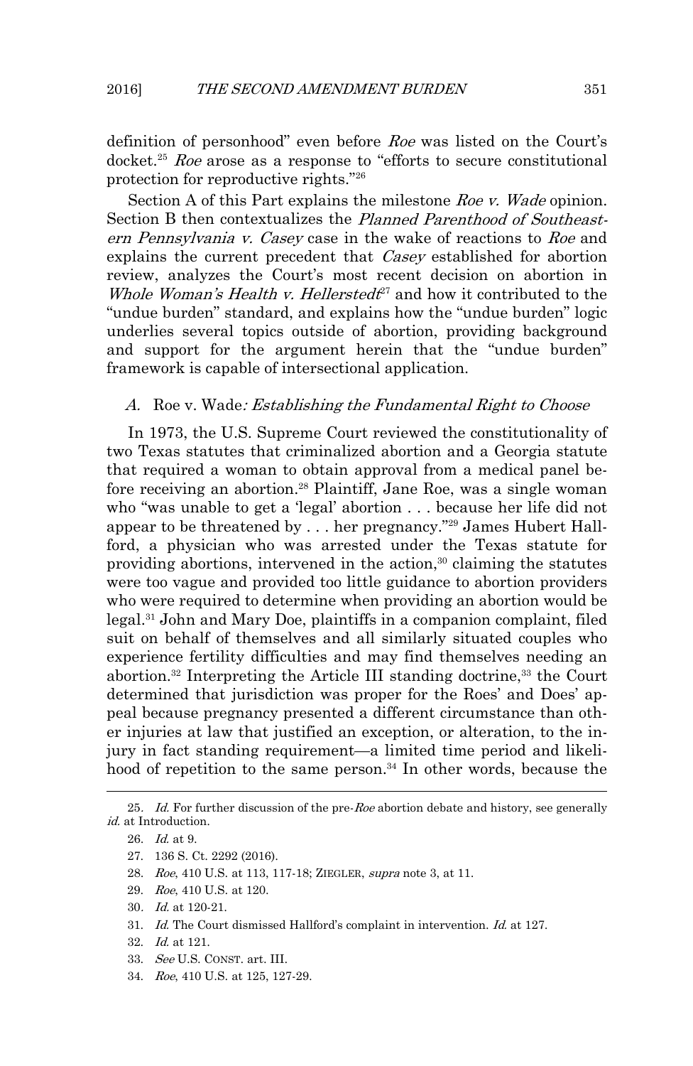definition of personhood" even before *Roe* was listed on the Court's docket.[25] *Roe* arose as a response to "efforts to secure constitutional protection for reproductive rights."[26]

Section A of this Part explains the milestone *Roe v. Wade* opinion. Section B then contextualizes the *Planned Parenthood of Southeastern Pennsylvania v. Casey* case in the wake of reactions to *Roe* and explains the current precedent that *Casey* established for abortion review, analyzes the Court's most recent decision on abortion in *Whole Woman's Health v. Hellerstedt*[27] and how it contributed to the "undue burden" standard, and explains how the "undue burden" logic underlies several topics outside of abortion, providing background and support for the argument herein that the "undue burden" framework is capable of intersectional application.

### *A.* Roe v. Wade*: Establishing the Fundamental Right to Choose*

In 1973, the U.S. Supreme Court reviewed the constitutionality of two Texas statutes that criminalized abortion and a Georgia statute that required a woman to obtain approval from a medical panel before receiving an abortion.[28] Plaintiff, Jane Roe, was a single woman who "was unable to get a 'legal' abortion . . . because her life did not appear to be threatened by . . . her pregnancy."[29] James Hubert Hallford, a physician who was arrested under the Texas statute for providing abortions, intervened in the action,[30] claiming the statutes were too vague and provided too little guidance to abortion providers who were required to determine when providing an abortion would be legal.[31] John and Mary Doe, plaintiffs in a companion complaint, filed suit on behalf of themselves and all similarly situated couples who experience fertility difficulties and may find themselves needing an abortion.[32] Interpreting the Article III standing doctrine,[33] the Court determined that jurisdiction was proper for the Roes' and Does' appeal because pregnancy presented a different circumstance than other injuries at law that justified an exception, or alteration, to the injury in fact standing requirement—a limited time period and likelihood of repetition to the same person.[34] In other words, because the

---

25. *Id.* For further discussion of the pre-*Roe* abortion debate and history, see generally *id.* at Introduction.

26. *Id.* at 9.

27. 136 S. Ct. 2292 (2016).

28. *Roe*, 410 U.S. at 113, 117-18; ZIEGLER, *supra* note 3, at 11.

29. *Roe*, 410 U.S. at 120.

30. *Id.* at 120-21.

31. *Id.* The Court dismissed Hallford's complaint in intervention. *Id.* at 127.

32. *Id.* at 121.

33. *See* U.S. CONST. art. III.

34. *Roe*, 410 U.S. at 125, 127-29.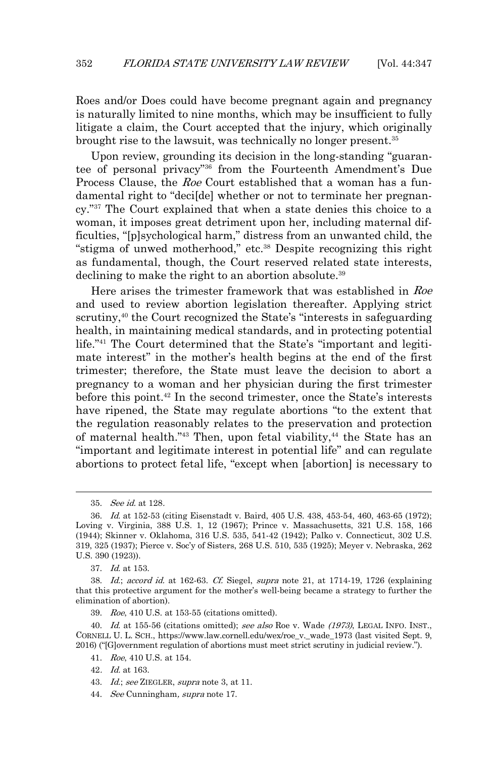Roes and/or Does could have become pregnant again and pregnancy is naturally limited to nine months, which may be insufficient to fully litigate a claim, the Court accepted that the injury, which originally brought rise to the lawsuit, was technically no longer present.[35]

Upon review, grounding its decision in the long-standing "guarantee of personal privacy"[36] from the Fourteenth Amendment's Due Process Clause, the *Roe* Court established that a woman has a fundamental right to "deci[de] whether or not to terminate her pregnancy."[37] The Court explained that when a state denies this choice to a woman, it imposes great detriment upon her, including maternal difficulties, "[p]sychological harm," distress from an unwanted child, the "stigma of unwed motherhood," etc.[38] Despite recognizing this right as fundamental, though, the Court reserved related state interests, declining to make the right to an abortion absolute.[39]

Here arises the trimester framework that was established in *Roe* and used to review abortion legislation thereafter. Applying strict scrutiny,[40] the Court recognized the State's "interests in safeguarding health, in maintaining medical standards, and in protecting potential life."[41] The Court determined that the State's "important and legitimate interest" in the mother's health begins at the end of the first trimester; therefore, the State must leave the decision to abort a pregnancy to a woman and her physician during the first trimester before this point.[42] In the second trimester, once the State's interests have ripened, the State may regulate abortions "to the extent that the regulation reasonably relates to the preservation and protection of maternal health."[43] Then, upon fetal viability,[44] the State has an "important and legitimate interest in potential life" and can regulate abortions to protect fetal life, "except when [abortion] is necessary to

---

35. *See id.* at 128.

36. *Id.* at 152-53 (citing Eisenstadt v. Baird, 405 U.S. 438, 453-54, 460, 463-65 (1972); Loving v. Virginia, 388 U.S. 1, 12 (1967); Prince v. Massachusetts, 321 U.S. 158, 166 (1944); Skinner v. Oklahoma, 316 U.S. 535, 541-42 (1942); Palko v. Connecticut, 302 U.S. 319, 325 (1937); Pierce v. Soc'y of Sisters, 268 U.S. 510, 535 (1925); Meyer v. Nebraska, 262 U.S. 390 (1923)).

37. *Id.* at 153.

38. *Id.*; *accord id.* at 162-63. *Cf.* Siegel, *supra* note 21, at 1714-19, 1726 (explaining that this protective argument for the mother's well-being became a strategy to further the elimination of abortion).

39. *Roe*, 410 U.S. at 153-55 (citations omitted).

40. *Id.* at 155-56 (citations omitted); *see also* Roe v. Wade *(1973)*, LEGAL INFO. INST., CORNELL U. L. SCH., https://www.law.cornell.edu/wex/roe_v._wade_1973 (last visited Sept. 9, 2016) ("[G]overnment regulation of abortions must meet strict scrutiny in judicial review.").

41. *Roe*, 410 U.S. at 154.

42. *Id.* at 163.

43. *Id.*; *see* ZIEGLER, *supra* note 3, at 11.

44. *See* Cunningham, *supra* note 17.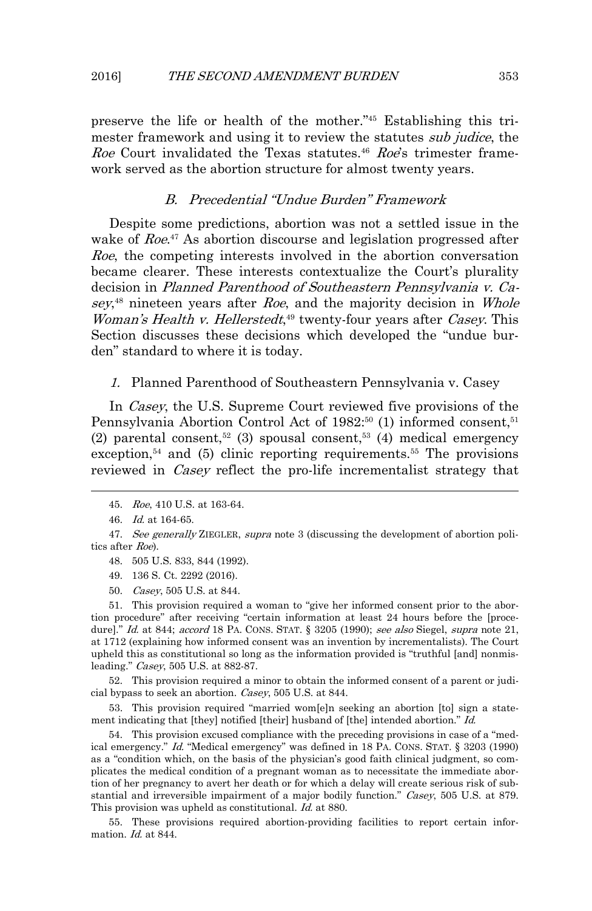preserve the life or health of the mother."[45] Establishing this trimester framework and using it to review the statutes *sub judice*, the *Roe* Court invalidated the Texas statutes.[46] *Roe*'s trimester framework served as the abortion structure for almost twenty years.

### B. Precedential "Undue Burden" Framework

Despite some predictions, abortion was not a settled issue in the wake of *Roe*.[47] As abortion discourse and legislation progressed after *Roe*, the competing interests involved in the abortion conversation became clearer. These interests contextualize the Court's plurality decision in *Planned Parenthood of Southeastern Pennsylvania v. Casey*,[48] nineteen years after *Roe*, and the majority decision in *Whole Woman's Health v. Hellerstedt*,[49] twenty-four years after *Casey*. This Section discusses these decisions which developed the "undue burden" standard to where it is today.

#### 1. Planned Parenthood of Southeastern Pennsylvania v. Casey

In *Casey*, the U.S. Supreme Court reviewed five provisions of the Pennsylvania Abortion Control Act of 1982:[50] (1) informed consent,[51] (2) parental consent,[52] (3) spousal consent,[53] (4) medical emergency exception,[54] and (5) clinic reporting requirements.[55] The provisions reviewed in *Casey* reflect the pro-life incrementalist strategy that

---

45. *Roe*, 410 U.S. at 163-64.

46. *Id.* at 164-65.

47. *See generally* ZIEGLER, *supra* note 3 (discussing the development of abortion politics after *Roe*).

48. 505 U.S. 833, 844 (1992).

49. 136 S. Ct. 2292 (2016).

50. *Casey*, 505 U.S. at 844.

51. This provision required a woman to "give her informed consent prior to the abortion procedure" after receiving "certain information at least 24 hours before the [procedure]." *Id.* at 844; *accord* 18 PA. CONS. STAT. § 3205 (1990); *see also* Siegel, *supra* note 21, at 1712 (explaining how informed consent was an invention by incrementalists). The Court upheld this as constitutional so long as the information provided is "truthful [and] nonmisleading." *Casey*, 505 U.S. at 882-87.

52. This provision required a minor to obtain the informed consent of a parent or judicial bypass to seek an abortion. *Casey*, 505 U.S. at 844.

53. This provision required "married wom[e]n seeking an abortion [to] sign a statement indicating that [they] notified [their] husband of [the] intended abortion." *Id.*

54. This provision excused compliance with the preceding provisions in case of a "medical emergency." *Id.* "Medical emergency" was defined in 18 PA. CONS. STAT. § 3203 (1990) as a "condition which, on the basis of the physician's good faith clinical judgment, so complicates the medical condition of a pregnant woman as to necessitate the immediate abortion of her pregnancy to avert her death or for which a delay will create serious risk of substantial and irreversible impairment of a major bodily function." *Casey*, 505 U.S. at 879. This provision was upheld as constitutional. *Id.* at 880.

55. These provisions required abortion-providing facilities to report certain information. *Id.* at 844.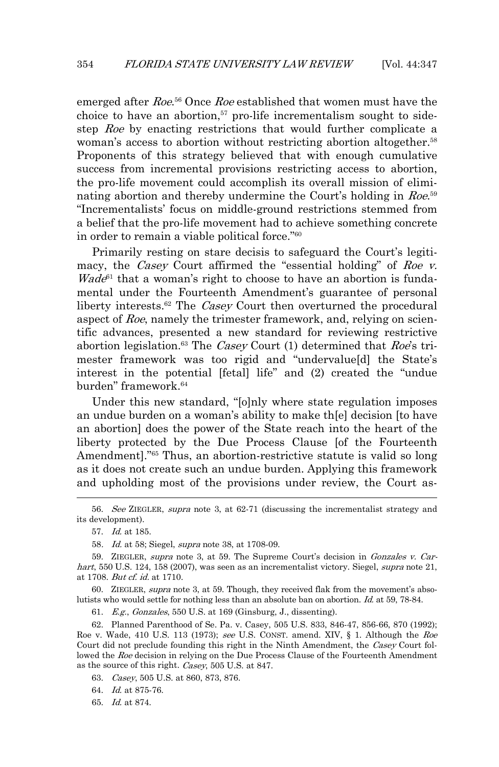emerged after *Roe*.[56] Once *Roe* established that women must have the choice to have an abortion,[57] pro-life incrementalism sought to sidestep *Roe* by enacting restrictions that would further complicate a woman's access to abortion without restricting abortion altogether.[58] Proponents of this strategy believed that with enough cumulative success from incremental provisions restricting access to abortion, the pro-life movement could accomplish its overall mission of eliminating abortion and thereby undermine the Court's holding in *Roe*.[59] "Incrementalists' focus on middle-ground restrictions stemmed from a belief that the pro-life movement had to achieve something concrete in order to remain a viable political force."[60]

Primarily resting on stare decisis to safeguard the Court's legitimacy, the *Casey* Court affirmed the "essential holding" of *Roe v. Wade*[61] that a woman's right to choose to have an abortion is fundamental under the Fourteenth Amendment's guarantee of personal liberty interests.[62] The *Casey* Court then overturned the procedural aspect of *Roe*, namely the trimester framework, and, relying on scientific advances, presented a new standard for reviewing restrictive abortion legislation.[63] The *Casey* Court (1) determined that *Roe*'s trimester framework was too rigid and "undervalue[d] the State's interest in the potential [fetal] life" and (2) created the "undue burden" framework.[64]

Under this new standard, "[o]nly where state regulation imposes an undue burden on a woman's ability to make th[e] decision [to have an abortion] does the power of the State reach into the heart of the liberty protected by the Due Process Clause [of the Fourteenth Amendment]."[65] Thus, an abortion-restrictive statute is valid so long as it does not create such an undue burden. Applying this framework and upholding most of the provisions under review, the Court as-

---

56. *See* ZIEGLER, *supra* note 3, at 62-71 (discussing the incrementalist strategy and its development).

57. *Id.* at 185.

58. *Id.* at 58; Siegel, *supra* note 38, at 1708-09.

59. ZIEGLER, *supra* note 3, at 59. The Supreme Court's decision in *Gonzales v. Carhart*, 550 U.S. 124, 158 (2007), was seen as an incrementalist victory. Siegel, *supra* note 21, at 1708. *But cf. id.* at 1710.

60. ZIEGLER, *supra* note 3, at 59. Though, they received flak from the movement's absolutists who would settle for nothing less than an absolute ban on abortion. *Id.* at 59, 78-84.

61. *E.g.*, *Gonzales*, 550 U.S. at 169 (Ginsburg, J., dissenting).

62. Planned Parenthood of Se. Pa. v. Casey, 505 U.S. 833, 846-47, 856-66, 870 (1992); Roe v. Wade, 410 U.S. 113 (1973); *see* U.S. CONST. amend. XIV, § 1. Although the *Roe* Court did not preclude founding this right in the Ninth Amendment, the *Casey* Court followed the *Roe* decision in relying on the Due Process Clause of the Fourteenth Amendment as the source of this right. *Casey*, 505 U.S. at 847.

63. *Casey*, 505 U.S. at 860, 873, 876.

64. *Id.* at 875-76.

65. *Id.* at 874.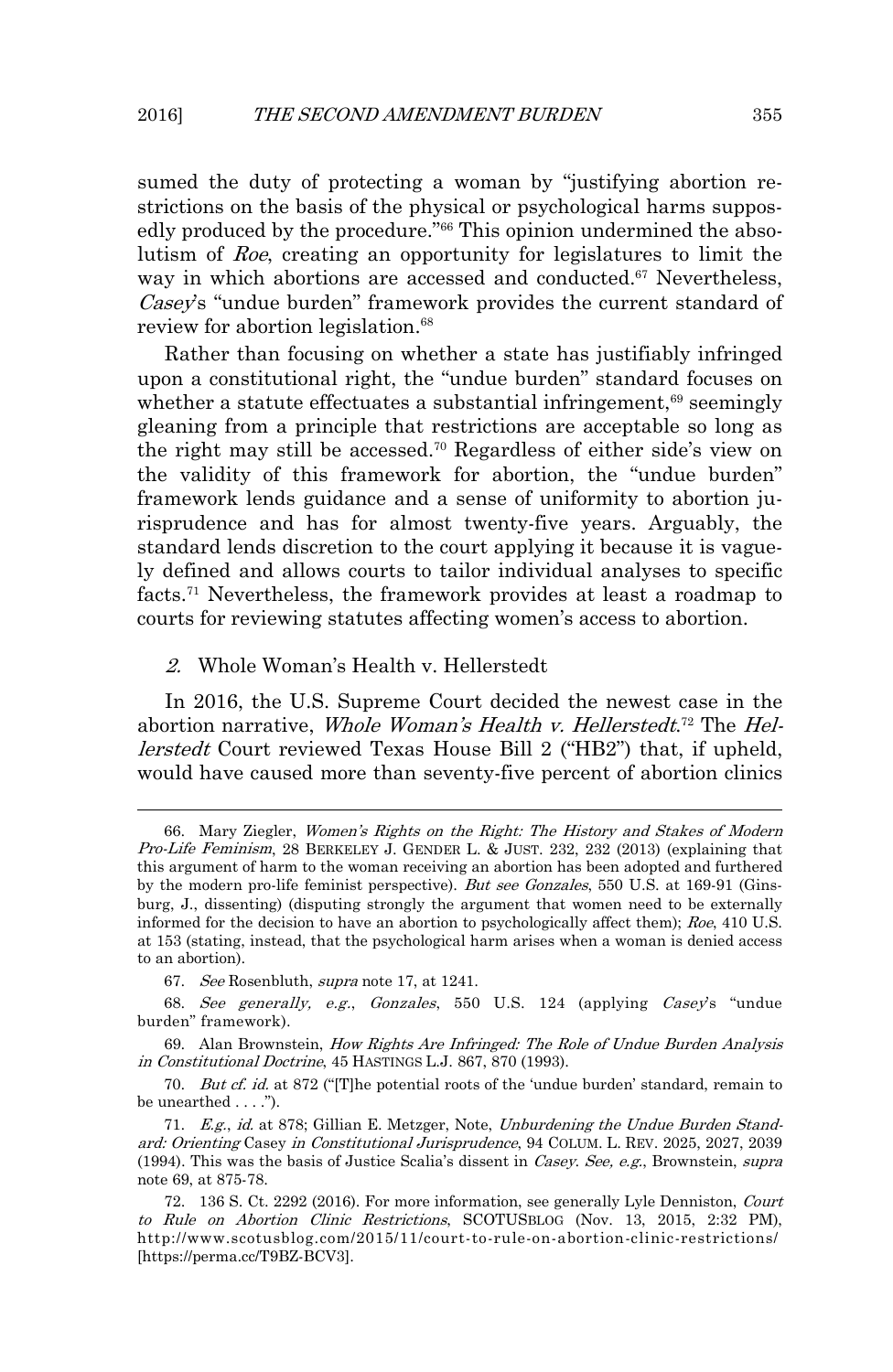sumed the duty of protecting a woman by "justifying abortion restrictions on the basis of the physical or psychological harms supposedly produced by the procedure."[66] This opinion undermined the absolutism of *Roe*, creating an opportunity for legislatures to limit the way in which abortions are accessed and conducted.[67] Nevertheless, *Casey*'s "undue burden" framework provides the current standard of review for abortion legislation.[68]

Rather than focusing on whether a state has justifiably infringed upon a constitutional right, the "undue burden" standard focuses on whether a statute effectuates a substantial infringement,[69] seemingly gleaning from a principle that restrictions are acceptable so long as the right may still be accessed.[70] Regardless of either side's view on the validity of this framework for abortion, the "undue burden" framework lends guidance and a sense of uniformity to abortion jurisprudence and has for almost twenty-five years. Arguably, the standard lends discretion to the court applying it because it is vaguely defined and allows courts to tailor individual analyses to specific facts.[71] Nevertheless, the framework provides at least a roadmap to courts for reviewing statutes affecting women's access to abortion.

### *2.* Whole Woman's Health v. Hellerstedt

In 2016, the U.S. Supreme Court decided the newest case in the abortion narrative, *Whole Woman's Health v. Hellerstedt*.[72] The *Hellerstedt* Court reviewed Texas House Bill 2 ("HB2") that, if upheld, would have caused more than seventy-five percent of abortion clinics

---

66. Mary Ziegler, *Women's Rights on the Right: The History and Stakes of Modern Pro-Life Feminism*, 28 BERKELEY J. GENDER L. & JUST. 232, 232 (2013) (explaining that this argument of harm to the woman receiving an abortion has been adopted and furthered by the modern pro-life feminist perspective). *But see Gonzales*, 550 U.S. at 169-91 (Ginsburg, J., dissenting) (disputing strongly the argument that women need to be externally informed for the decision to have an abortion to psychologically affect them); *Roe*, 410 U.S. at 153 (stating, instead, that the psychological harm arises when a woman is denied access to an abortion).

67. *See* Rosenbluth, *supra* note 17, at 1241.

68. *See generally, e.g.*, *Gonzales*, 550 U.S. 124 (applying *Casey*'s "undue burden" framework).

69. Alan Brownstein, *How Rights Are Infringed: The Role of Undue Burden Analysis in Constitutional Doctrine*, 45 HASTINGS L.J. 867, 870 (1993).

70. *But cf. id.* at 872 ("[T]he potential roots of the 'undue burden' standard, remain to be unearthed . . . .").

71. *E.g.*, *id.* at 878; Gillian E. Metzger, Note, *Unburdening the Undue Burden Standard: Orienting* Casey *in Constitutional Jurisprudence*, 94 COLUM. L. REV. 2025, 2027, 2039 (1994). This was the basis of Justice Scalia's dissent in *Casey*. *See, e.g.*, Brownstein, *supra* note 69, at 875-78.

72. 136 S. Ct. 2292 (2016). For more information, see generally Lyle Denniston, *Court to Rule on Abortion Clinic Restrictions*, SCOTUSBLOG (Nov. 13, 2015, 2:32 PM), http://www.scotusblog.com/2015/11/court-to-rule-on-abortion-clinic-restrictions/ [https://perma.cc/T9BZ-BCV3].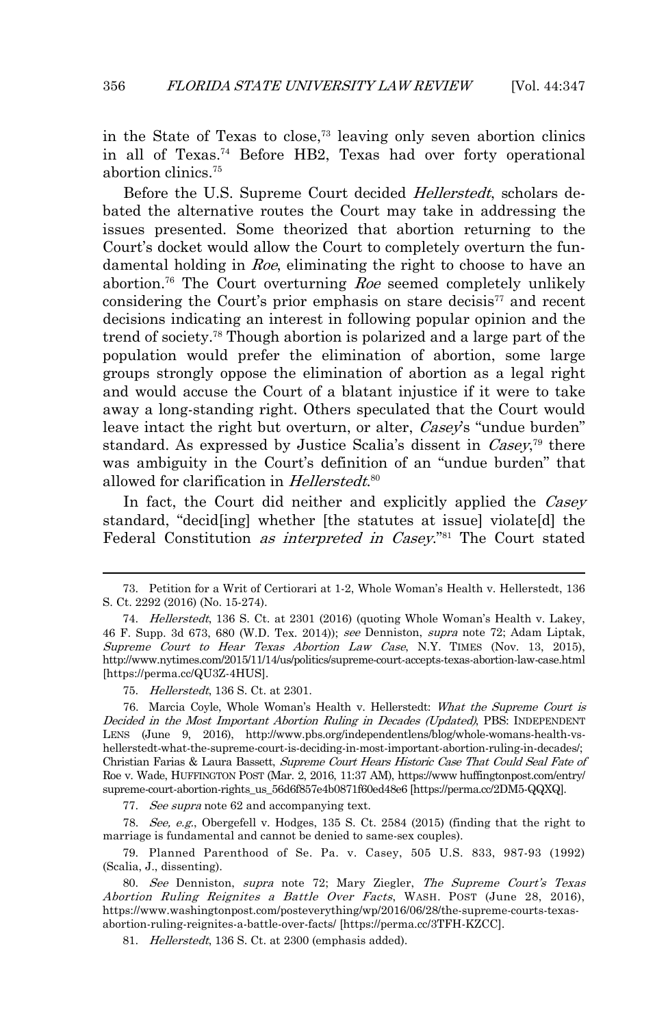in the State of Texas to close,[73] leaving only seven abortion clinics in all of Texas.[74] Before HB2, Texas had over forty operational abortion clinics.[75]

Before the U.S. Supreme Court decided *Hellerstedt*, scholars debated the alternative routes the Court may take in addressing the issues presented. Some theorized that abortion returning to the Court's docket would allow the Court to completely overturn the fundamental holding in *Roe*, eliminating the right to choose to have an abortion.[76] The Court overturning *Roe* seemed completely unlikely considering the Court's prior emphasis on stare decisis[77] and recent decisions indicating an interest in following popular opinion and the trend of society.[78] Though abortion is polarized and a large part of the population would prefer the elimination of abortion, some large groups strongly oppose the elimination of abortion as a legal right and would accuse the Court of a blatant injustice if it were to take away a long-standing right. Others speculated that the Court would leave intact the right but overturn, or alter, *Casey*'s "undue burden" standard. As expressed by Justice Scalia's dissent in *Casey*,[79] there was ambiguity in the Court's definition of an "undue burden" that allowed for clarification in *Hellerstedt*.[80]

In fact, the Court did neither and explicitly applied the *Casey* standard, "decid[ing] whether [the statutes at issue] violate[d] the Federal Constitution *as interpreted in Casey*."[81] The Court stated

---

73. Petition for a Writ of Certiorari at 1-2, Whole Woman's Health v. Hellerstedt, 136 S. Ct. 2292 (2016) (No. 15-274).

74. *Hellerstedt*, 136 S. Ct. at 2301 (2016) (quoting Whole Woman's Health v. Lakey, 46 F. Supp. 3d 673, 680 (W.D. Tex. 2014)); *see* Denniston, *supra* note 72; Adam Liptak, *Supreme Court to Hear Texas Abortion Law Case*, N.Y. TIMES (Nov. 13, 2015), http://www.nytimes.com/2015/11/14/us/politics/supreme-court-accepts-texas-abortion-law-case.html [https://perma.cc/QU3Z-4HUS].

75. *Hellerstedt*, 136 S. Ct. at 2301.

76. Marcia Coyle, Whole Woman's Health v. Hellerstedt: *What the Supreme Court is Decided in the Most Important Abortion Ruling in Decades (Updated)*, PBS: INDEPENDENT LENS (June 9, 2016), http://www.pbs.org/independentlens/blog/whole-womans-health-vs-hellerstedt-what-the-supreme-court-is-deciding-in-most-important-abortion-ruling-in-decades/; Christian Farias & Laura Bassett, *Supreme Court Hears Historic Case That Could Seal Fate of* Roe v. Wade, HUFFINGTON POST (Mar. 2, 2016, 11:37 AM), https://www huffingtonpost.com/entry/supreme-court-abortion-rights_us_56d6f857e4b0871f60ed48e6 [https://perma.cc/2DM5-QQXQ].

77. *See supra* note 62 and accompanying text.

78. *See, e.g.*, Obergefell v. Hodges, 135 S. Ct. 2584 (2015) (finding that the right to marriage is fundamental and cannot be denied to same-sex couples).

79. Planned Parenthood of Se. Pa. v. Casey, 505 U.S. 833, 987-93 (1992) (Scalia, J., dissenting).

80. *See* Denniston, *supra* note 72; Mary Ziegler, *The Supreme Court's Texas Abortion Ruling Reignites a Battle Over Facts*, WASH. POST (June 28, 2016), https://www.washingtonpost.com/posteverything/wp/2016/06/28/the-supreme-courts-texas-abortion-ruling-reignites-a-battle-over-facts/ [https://perma.cc/3TFH-KZCC].

81. *Hellerstedt*, 136 S. Ct. at 2300 (emphasis added).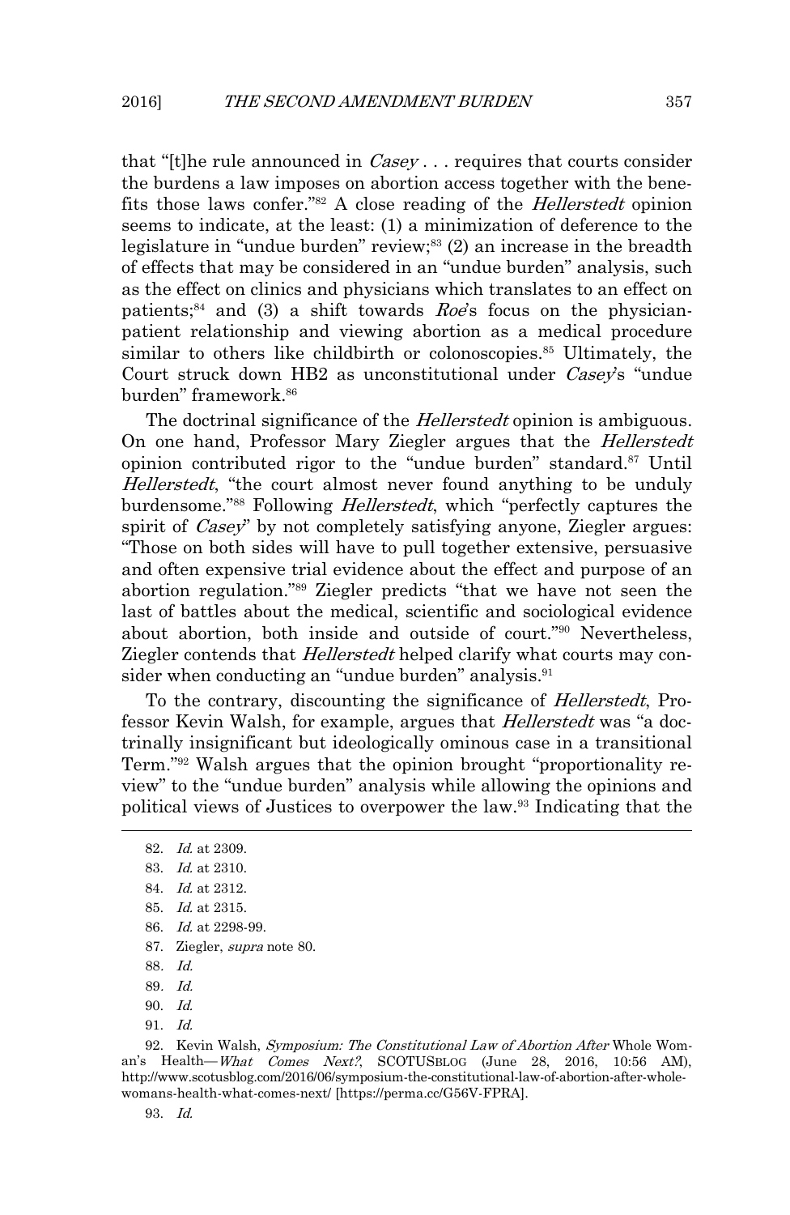that "[t]he rule announced in *Casey* . . . requires that courts consider the burdens a law imposes on abortion access together with the benefits those laws confer."[82] A close reading of the *Hellerstedt* opinion seems to indicate, at the least: (1) a minimization of deference to the legislature in "undue burden" review;[83] (2) an increase in the breadth of effects that may be considered in an "undue burden" analysis, such as the effect on clinics and physicians which translates to an effect on patients;[84] and (3) a shift towards *Roe*'s focus on the physician-patient relationship and viewing abortion as a medical procedure similar to others like childbirth or colonoscopies.[85] Ultimately, the Court struck down HB2 as unconstitutional under *Casey*'s "undue burden" framework.[86]

The doctrinal significance of the *Hellerstedt* opinion is ambiguous. On one hand, Professor Mary Ziegler argues that the *Hellerstedt* opinion contributed rigor to the "undue burden" standard.[87] Until *Hellerstedt*, "the court almost never found anything to be unduly burdensome."[88] Following *Hellerstedt*, which "perfectly captures the spirit of *Casey*" by not completely satisfying anyone, Ziegler argues: "Those on both sides will have to pull together extensive, persuasive and often expensive trial evidence about the effect and purpose of an abortion regulation."[89] Ziegler predicts "that we have not seen the last of battles about the medical, scientific and sociological evidence about abortion, both inside and outside of court."[90] Nevertheless, Ziegler contends that *Hellerstedt* helped clarify what courts may consider when conducting an "undue burden" analysis.[91]

To the contrary, discounting the significance of *Hellerstedt*, Professor Kevin Walsh, for example, argues that *Hellerstedt* was "a doctrinally insignificant but ideologically ominous case in a transitional Term."[92] Walsh argues that the opinion brought "proportionality review" to the "undue burden" analysis while allowing the opinions and political views of Justices to overpower the law.[93] Indicating that the

---

82. *Id.* at 2309.

83. *Id.* at 2310.

84. *Id.* at 2312.

85. *Id.* at 2315.

86. *Id.* at 2298-99.

87. Ziegler, *supra* note 80.

88. *Id.*

89. *Id.*

90. *Id.*

91. *Id.*

92. Kevin Walsh, *Symposium: The Constitutional Law of Abortion After* Whole Woman's Health—*What Comes Next?*, SCOTUSBLOG (June 28, 2016, 10:56 AM), http://www.scotusblog.com/2016/06/symposium-the-constitutional-law-of-abortion-after-whole-womans-health-what-comes-next/ [https://perma.cc/G56V-FPRA].

93. *Id.*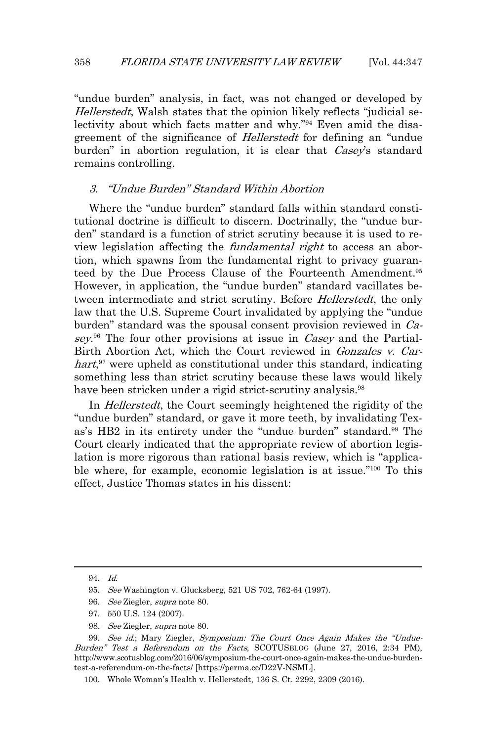"undue burden" analysis, in fact, was not changed or developed by *Hellerstedt*, Walsh states that the opinion likely reflects "judicial selectivity about which facts matter and why."[94] Even amid the disagreement of the significance of *Hellerstedt* for defining an "undue burden" in abortion regulation, it is clear that *Casey*'s standard remains controlling.

### *3. "Undue Burden" Standard Within Abortion*

Where the "undue burden" standard falls within standard constitutional doctrine is difficult to discern. Doctrinally, the "undue burden" standard is a function of strict scrutiny because it is used to review legislation affecting the *fundamental right* to access an abortion, which spawns from the fundamental right to privacy guaranteed by the Due Process Clause of the Fourteenth Amendment.[95] However, in application, the "undue burden" standard vacillates between intermediate and strict scrutiny. Before *Hellerstedt*, the only law that the U.S. Supreme Court invalidated by applying the "undue burden" standard was the spousal consent provision reviewed in *Casey*.[96] The four other provisions at issue in *Casey* and the Partial-Birth Abortion Act, which the Court reviewed in *Gonzales v. Carhart*,[97] were upheld as constitutional under this standard, indicating something less than strict scrutiny because these laws would likely have been stricken under a rigid strict-scrutiny analysis.[98]

In *Hellerstedt*, the Court seemingly heightened the rigidity of the "undue burden" standard, or gave it more teeth, by invalidating Texas's HB2 in its entirety under the "undue burden" standard.[99] The Court clearly indicated that the appropriate review of abortion legislation is more rigorous than rational basis review, which is "applicable where, for example, economic legislation is at issue."[100] To this effect, Justice Thomas states in his dissent:

---

94. *Id.*

95. *See* Washington v. Glucksberg, 521 US 702, 762-64 (1997).

96. *See* Ziegler, *supra* note 80.

97. 550 U.S. 124 (2007).

98. *See* Ziegler, *supra* note 80.

99. *See id.*; Mary Ziegler, *Symposium: The Court Once Again Makes the "Undue-Burden" Test a Referendum on the Facts*, SCOTUSBLOG (June 27, 2016, 2:34 PM), http://www.scotusblog.com/2016/06/symposium-the-court-once-again-makes-the-undue-burden-test-a-referendum-on-the-facts/ [https://perma.cc/D22V-NSML].

100. Whole Woman's Health v. Hellerstedt, 136 S. Ct. 2292, 2309 (2016).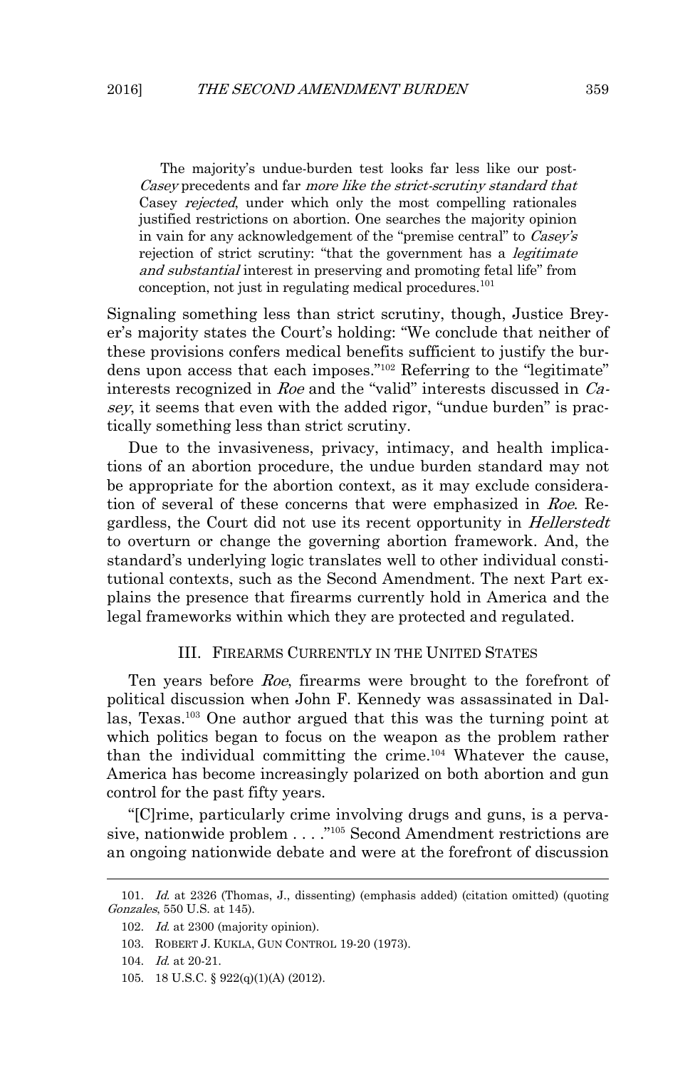> The majority's undue-burden test looks far less like our post-*Casey* precedents and far *more like the strict-scrutiny standard that* Casey *rejected*, under which only the most compelling rationales justified restrictions on abortion. One searches the majority opinion in vain for any acknowledgement of the "premise central" to *Casey's* rejection of strict scrutiny: "that the government has a *legitimate and substantial* interest in preserving and promoting fetal life" from conception, not just in regulating medical procedures.[101]

Signaling something less than strict scrutiny, though, Justice Breyer's majority states the Court's holding: "We conclude that neither of these provisions confers medical benefits sufficient to justify the burdens upon access that each imposes."[102] Referring to the "legitimate" interests recognized in *Roe* and the "valid" interests discussed in *Casey*, it seems that even with the added rigor, "undue burden" is practically something less than strict scrutiny.

Due to the invasiveness, privacy, intimacy, and health implications of an abortion procedure, the undue burden standard may not be appropriate for the abortion context, as it may exclude consideration of several of these concerns that were emphasized in *Roe*. Regardless, the Court did not use its recent opportunity in *Hellerstedt* to overturn or change the governing abortion framework. And, the standard's underlying logic translates well to other individual constitutional contexts, such as the Second Amendment. The next Part explains the presence that firearms currently hold in America and the legal frameworks within which they are protected and regulated.

## III. FIREARMS CURRENTLY IN THE UNITED STATES

Ten years before *Roe*, firearms were brought to the forefront of political discussion when John F. Kennedy was assassinated in Dallas, Texas.[103] One author argued that this was the turning point at which politics began to focus on the weapon as the problem rather than the individual committing the crime.[104] Whatever the cause, America has become increasingly polarized on both abortion and gun control for the past fifty years.

"[C]rime, particularly crime involving drugs and guns, is a pervasive, nationwide problem . . . ."[105] Second Amendment restrictions are an ongoing nationwide debate and were at the forefront of discussion

---

101. *Id.* at 2326 (Thomas, J., dissenting) (emphasis added) (citation omitted) (quoting *Gonzales*, 550 U.S. at 145).

102. *Id.* at 2300 (majority opinion).

103. ROBERT J. KUKLA, GUN CONTROL 19-20 (1973).

104. *Id.* at 20-21.

105. 18 U.S.C. § 922(q)(1)(A) (2012).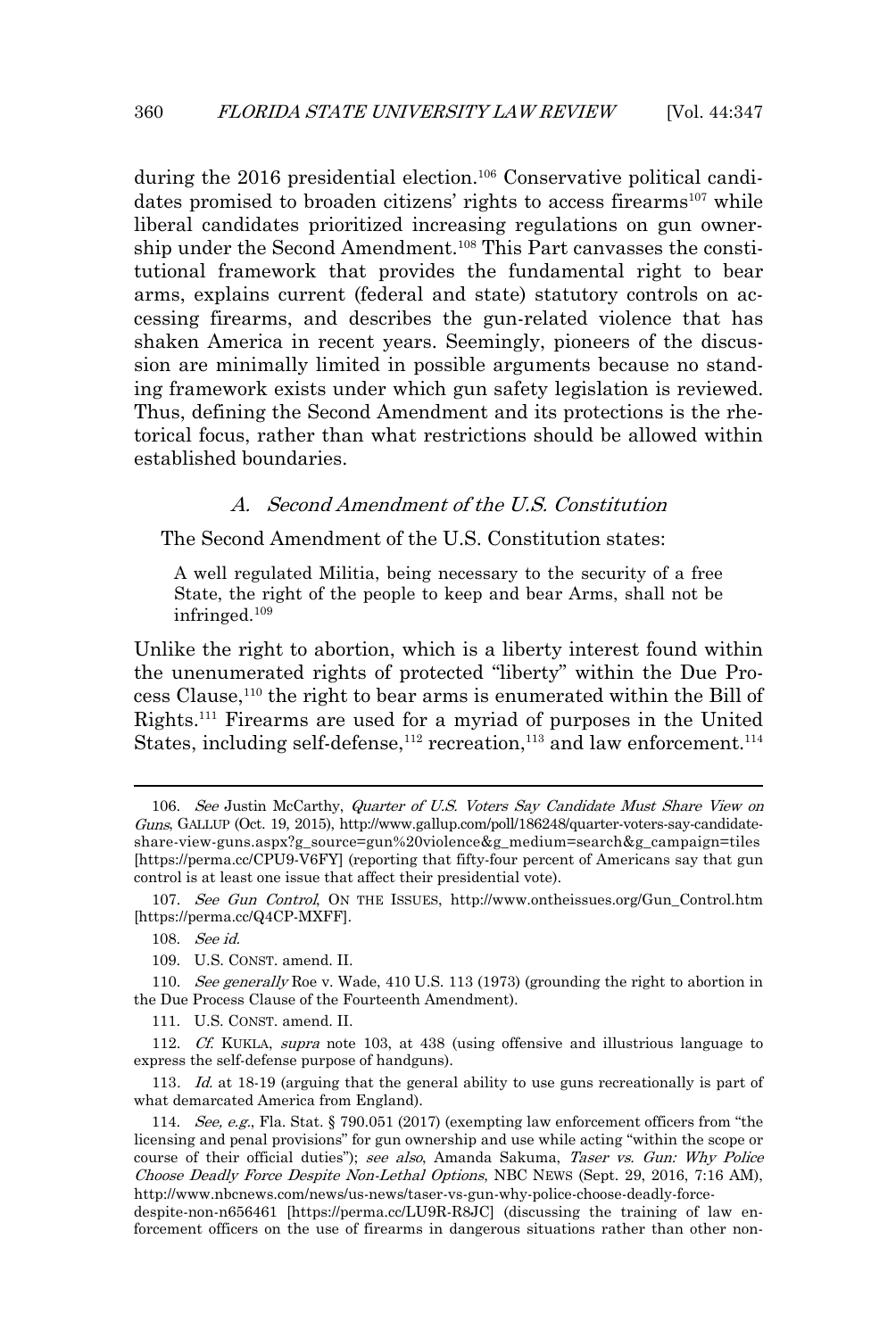during the 2016 presidential election.[106] Conservative political candidates promised to broaden citizens' rights to access firearms[107] while liberal candidates prioritized increasing regulations on gun ownership under the Second Amendment.[108] This Part canvasses the constitutional framework that provides the fundamental right to bear arms, explains current (federal and state) statutory controls on accessing firearms, and describes the gun-related violence that has shaken America in recent years. Seemingly, pioneers of the discussion are minimally limited in possible arguments because no standing framework exists under which gun safety legislation is reviewed. Thus, defining the Second Amendment and its protections is the rhetorical focus, rather than what restrictions should be allowed within established boundaries.

### A. *Second Amendment of the U.S. Constitution*

The Second Amendment of the U.S. Constitution states:

> A well regulated Militia, being necessary to the security of a free State, the right of the people to keep and bear Arms, shall not be infringed.[109]

Unlike the right to abortion, which is a liberty interest found within the unenumerated rights of protected "liberty" within the Due Process Clause,[110] the right to bear arms is enumerated within the Bill of Rights.[111] Firearms are used for a myriad of purposes in the United States, including self-defense,[112] recreation,[113] and law enforcement.[114]

---

106. *See* Justin McCarthy, *Quarter of U.S. Voters Say Candidate Must Share View on Guns*, GALLUP (Oct. 19, 2015), http://www.gallup.com/poll/186248/quarter-voters-say-candidate-share-view-guns.aspx?g_source=gun%20violence&g_medium=search&g_campaign=tiles [https://perma.cc/CPU9-V6FY] (reporting that fifty-four percent of Americans say that gun control is at least one issue that affect their presidential vote).

107. *See Gun Control*, ON THE ISSUES, http://www.ontheissues.org/Gun_Control.htm [https://perma.cc/Q4CP-MXFF].

108. *See id.*

109. U.S. CONST. amend. II.

110. *See generally* Roe v. Wade, 410 U.S. 113 (1973) (grounding the right to abortion in the Due Process Clause of the Fourteenth Amendment).

111. U.S. CONST. amend. II.

112. *Cf.* KUKLA, *supra* note 103, at 438 (using offensive and illustrious language to express the self-defense purpose of handguns).

113. *Id.* at 18-19 (arguing that the general ability to use guns recreationally is part of what demarcated America from England).

114. *See, e.g.*, Fla. Stat. § 790.051 (2017) (exempting law enforcement officers from "the licensing and penal provisions" for gun ownership and use while acting "within the scope or course of their official duties"); *see also*, Amanda Sakuma, *Taser vs. Gun: Why Police Choose Deadly Force Despite Non-Lethal Options*, NBC NEWS (Sept. 29, 2016, 7:16 AM), http://www.nbcnews.com/news/us-news/taser-vs-gun-why-police-choose-deadly-force-despite-non-n656461 [https://perma.cc/LU9R-R8JC] (discussing the training of law enforcement officers on the use of firearms in dangerous situations rather than other non-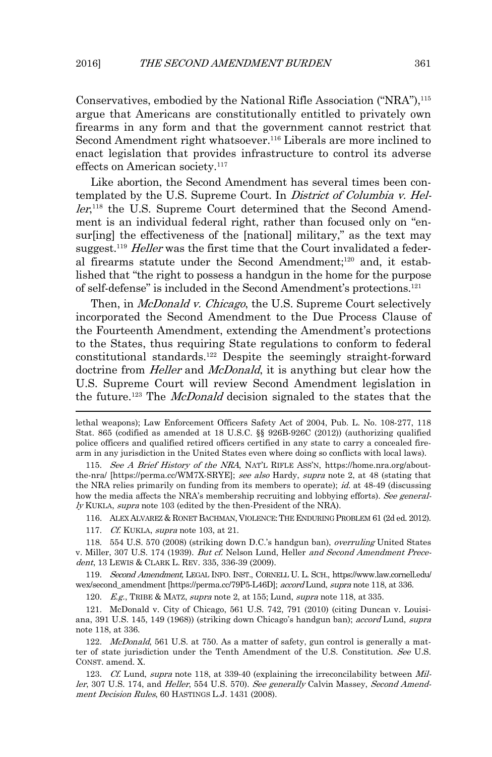Conservatives, embodied by the National Rifle Association ("NRA"),[115] argue that Americans are constitutionally entitled to privately own firearms in any form and that the government cannot restrict that Second Amendment right whatsoever.[116] Liberals are more inclined to enact legislation that provides infrastructure to control its adverse effects on American society.[117]

Like abortion, the Second Amendment has several times been contemplated by the U.S. Supreme Court. In *District of Columbia v. Heller*,[118] the U.S. Supreme Court determined that the Second Amendment is an individual federal right, rather than focused only on "ensur[ing] the effectiveness of the [national] military," as the text may suggest.[119] *Heller* was the first time that the Court invalidated a federal firearms statute under the Second Amendment;[120] and, it established that "the right to possess a handgun in the home for the purpose of self-defense" is included in the Second Amendment's protections.[121]

Then, in *McDonald v. Chicago*, the U.S. Supreme Court selectively incorporated the Second Amendment to the Due Process Clause of the Fourteenth Amendment, extending the Amendment's protections to the States, thus requiring State regulations to conform to federal constitutional standards.[122] Despite the seemingly straight-forward doctrine from *Heller* and *McDonald*, it is anything but clear how the U.S. Supreme Court will review Second Amendment legislation in the future.[123] The *McDonald* decision signaled to the states that the

---

lethal weapons); Law Enforcement Officers Safety Act of 2004, Pub. L. No. 108-277, 118 Stat. 865 (codified as amended at 18 U.S.C. §§ 926B-926C (2012)) (authorizing qualified police officers and qualified retired officers certified in any state to carry a concealed firearm in any jurisdiction in the United States even where doing so conflicts with local laws).

115. *See A Brief History of the NRA*, NAT'L RIFLE ASS'N, https://home.nra.org/about-the-nra/ [https://perma.cc/WM7X-SRYE]; *see also* Hardy, *supra* note 2, at 48 (stating that the NRA relies primarily on funding from its members to operate); *id.* at 48-49 (discussing how the media affects the NRA's membership recruiting and lobbying efforts). *See generally* KUKLA, *supra* note 103 (edited by the then-President of the NRA).

116. ALEX ALVAREZ & RONET BACHMAN, VIOLENCE: THE ENDURING PROBLEM 61 (2d ed. 2012).

117. *Cf.* KUKLA, *supra* note 103, at 21.

118. 554 U.S. 570 (2008) (striking down D.C.'s handgun ban), *overruling* United States v. Miller, 307 U.S. 174 (1939). *But cf.* Nelson Lund, Heller *and Second Amendment Precedent*, 13 LEWIS & CLARK L. REV. 335, 336-39 (2009).

119. *Second Amendment*, LEGAL INFO. INST., CORNELL U. L. SCH., https://www.law.cornell.edu/wex/second_amendment [https://perma.cc/79P5-L46D]; *accord* Lund, *supra* note 118, at 336.

120. *E.g.*, TRIBE & MATZ, *supra* note 2, at 155; Lund, *supra* note 118, at 335.

121. McDonald v. City of Chicago, 561 U.S. 742, 791 (2010) (citing Duncan v. Louisiana, 391 U.S. 145, 149 (1968)) (striking down Chicago's handgun ban); *accord* Lund, *supra* note 118, at 336.

122. *McDonald*, 561 U.S. at 750. As a matter of safety, gun control is generally a matter of state jurisdiction under the Tenth Amendment of the U.S. Constitution. *See* U.S. CONST. amend. X.

123. *Cf.* Lund, *supra* note 118, at 339-40 (explaining the irreconcilability between *Miller*, 307 U.S. 174, and *Heller*, 554 U.S. 570). *See generally* Calvin Massey, *Second Amendment Decision Rules*, 60 HASTINGS L.J. 1431 (2008).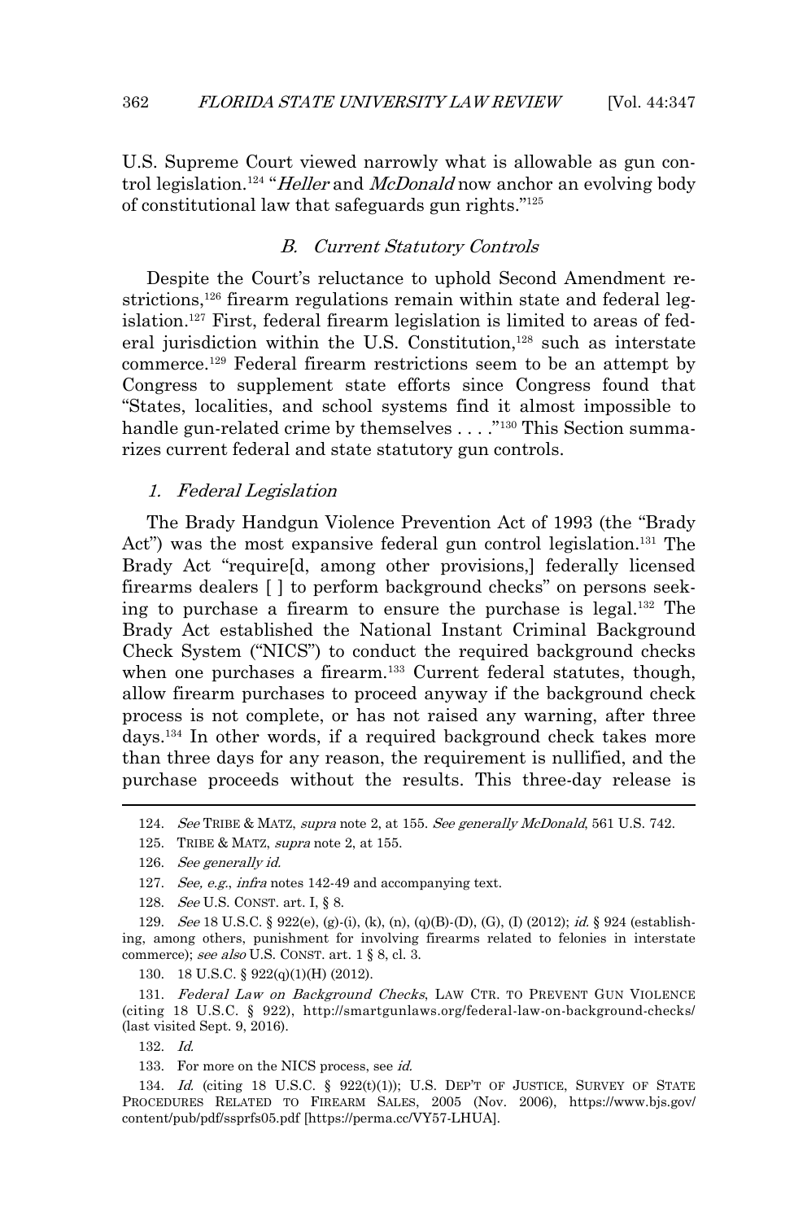U.S. Supreme Court viewed narrowly what is allowable as gun control legislation.[124] "*Heller* and *McDonald* now anchor an evolving body of constitutional law that safeguards gun rights."[125]

### *B. Current Statutory Controls*

Despite the Court's reluctance to uphold Second Amendment restrictions,[126] firearm regulations remain within state and federal legislation.[127] First, federal firearm legislation is limited to areas of federal jurisdiction within the U.S. Constitution,[128] such as interstate commerce.[129] Federal firearm restrictions seem to be an attempt by Congress to supplement state efforts since Congress found that "States, localities, and school systems find it almost impossible to handle gun-related crime by themselves . . . ."[130] This Section summarizes current federal and state statutory gun controls.

#### *1. Federal Legislation*

The Brady Handgun Violence Prevention Act of 1993 (the "Brady Act") was the most expansive federal gun control legislation.[131] The Brady Act "require[d, among other provisions,] federally licensed firearms dealers [ ] to perform background checks" on persons seeking to purchase a firearm to ensure the purchase is legal.[132] The Brady Act established the National Instant Criminal Background Check System ("NICS") to conduct the required background checks when one purchases a firearm.[133] Current federal statutes, though, allow firearm purchases to proceed anyway if the background check process is not complete, or has not raised any warning, after three days.[134] In other words, if a required background check takes more than three days for any reason, the requirement is nullified, and the purchase proceeds without the results. This three-day release is

---

124. *See* TRIBE & MATZ, *supra* note 2, at 155. *See generally McDonald*, 561 U.S. 742.

125. TRIBE & MATZ, *supra* note 2, at 155.

126. *See generally id.*

127. *See, e.g.*, *infra* notes 142-49 and accompanying text.

128. *See* U.S. CONST. art. I, § 8.

129. *See* 18 U.S.C. § 922(e), (g)-(i), (k), (n), (q)(B)-(D), (G), (I) (2012); *id.* § 924 (establishing, among others, punishment for involving firearms related to felonies in interstate commerce); *see also* U.S. CONST. art. 1 § 8, cl. 3.

130. 18 U.S.C. § 922(q)(1)(H) (2012).

131. *Federal Law on Background Checks*, LAW CTR. TO PREVENT GUN VIOLENCE (citing 18 U.S.C. § 922), http://smartgunlaws.org/federal-law-on-background-checks/ (last visited Sept. 9, 2016).

132. *Id.*

133. For more on the NICS process, see *id.*

134. *Id.* (citing 18 U.S.C. § 922(t)(1)); U.S. DEP'T OF JUSTICE, SURVEY OF STATE PROCEDURES RELATED TO FIREARM SALES, 2005 (Nov. 2006), https://www.bjs.gov/content/pub/pdf/ssprfs05.pdf [https://perma.cc/VY57-LHUA].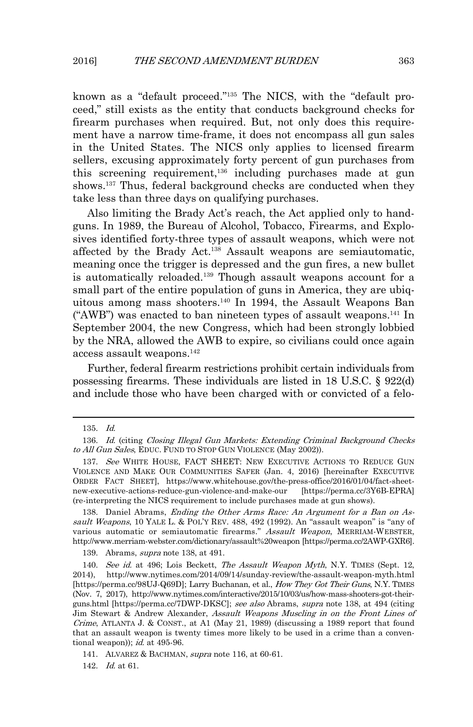known as a "default proceed."[135] The NICS, with the "default proceed," still exists as the entity that conducts background checks for firearm purchases when required. But, not only does this requirement have a narrow time-frame, it does not encompass all gun sales in the United States. The NICS only applies to licensed firearm sellers, excusing approximately forty percent of gun purchases from this screening requirement,[136] including purchases made at gun shows.[137] Thus, federal background checks are conducted when they take less than three days on qualifying purchases.

Also limiting the Brady Act's reach, the Act applied only to handguns. In 1989, the Bureau of Alcohol, Tobacco, Firearms, and Explosives identified forty-three types of assault weapons, which were not affected by the Brady Act.[138] Assault weapons are semiautomatic, meaning once the trigger is depressed and the gun fires, a new bullet is automatically reloaded.[139] Though assault weapons account for a small part of the entire population of guns in America, they are ubiquitous among mass shooters.[140] In 1994, the Assault Weapons Ban ("AWB") was enacted to ban nineteen types of assault weapons.[141] In September 2004, the new Congress, which had been strongly lobbied by the NRA, allowed the AWB to expire, so civilians could once again access assault weapons.[142]

Further, federal firearm restrictions prohibit certain individuals from possessing firearms. These individuals are listed in 18 U.S.C. § 922(d) and include those who have been charged with or convicted of a felo-

---

135. *Id.*

136. *Id.* (citing *Closing Illegal Gun Markets: Extending Criminal Background Checks to All Gun Sales*, EDUC. FUND TO STOP GUN VIOLENCE (May 2002)).

137. *See* WHITE HOUSE, FACT SHEET: NEW EXECUTIVE ACTIONS TO REDUCE GUN VIOLENCE AND MAKE OUR COMMUNITIES SAFER (Jan. 4, 2016) [hereinafter EXECUTIVE ORDER FACT SHEET], https://www.whitehouse.gov/the-press-office/2016/01/04/fact-sheet-new-executive-actions-reduce-gun-violence-and-make-our [https://perma.cc/3Y6B-EPRA] (re-interpreting the NICS requirement to include purchases made at gun shows).

138. Daniel Abrams, *Ending the Other Arms Race: An Argument for a Ban on Assault Weapons*, 10 YALE L. & POL'Y REV. 488, 492 (1992). An "assault weapon" is "any of various automatic or semiautomatic firearms." *Assault Weapon*, MERRIAM-WEBSTER, http://www.merriam-webster.com/dictionary/assault%20weapon [https://perma.cc/2AWP-GXR6].

139. Abrams, *supra* note 138, at 491.

140. *See id.* at 496; Lois Beckett, *The Assault Weapon Myth*, N.Y. TIMES (Sept. 12, 2014), http://www.nytimes.com/2014/09/14/sunday-review/the-assault-weapon-myth.html [https://perma.cc/98UJ-Q69D]; Larry Buchanan, et al., *How They Got Their Guns*, N.Y. TIMES (Nov. 7, 2017), http://www.nytimes.com/interactive/2015/10/03/us/how-mass-shooters-got-their-guns.html [https://perma.cc/7DWP-DKSC]; *see also* Abrams, *supra* note 138, at 494 (citing Jim Stewart & Andrew Alexander, *Assault Weapons Muscling in on the Front Lines of Crime*, ATLANTA J. & CONST., at A1 (May 21, 1989) (discussing a 1989 report that found that an assault weapon is twenty times more likely to be used in a crime than a conventional weapon)); *id.* at 495-96.

141. ALVAREZ & BACHMAN, *supra* note 116, at 60-61.

142. *Id.* at 61.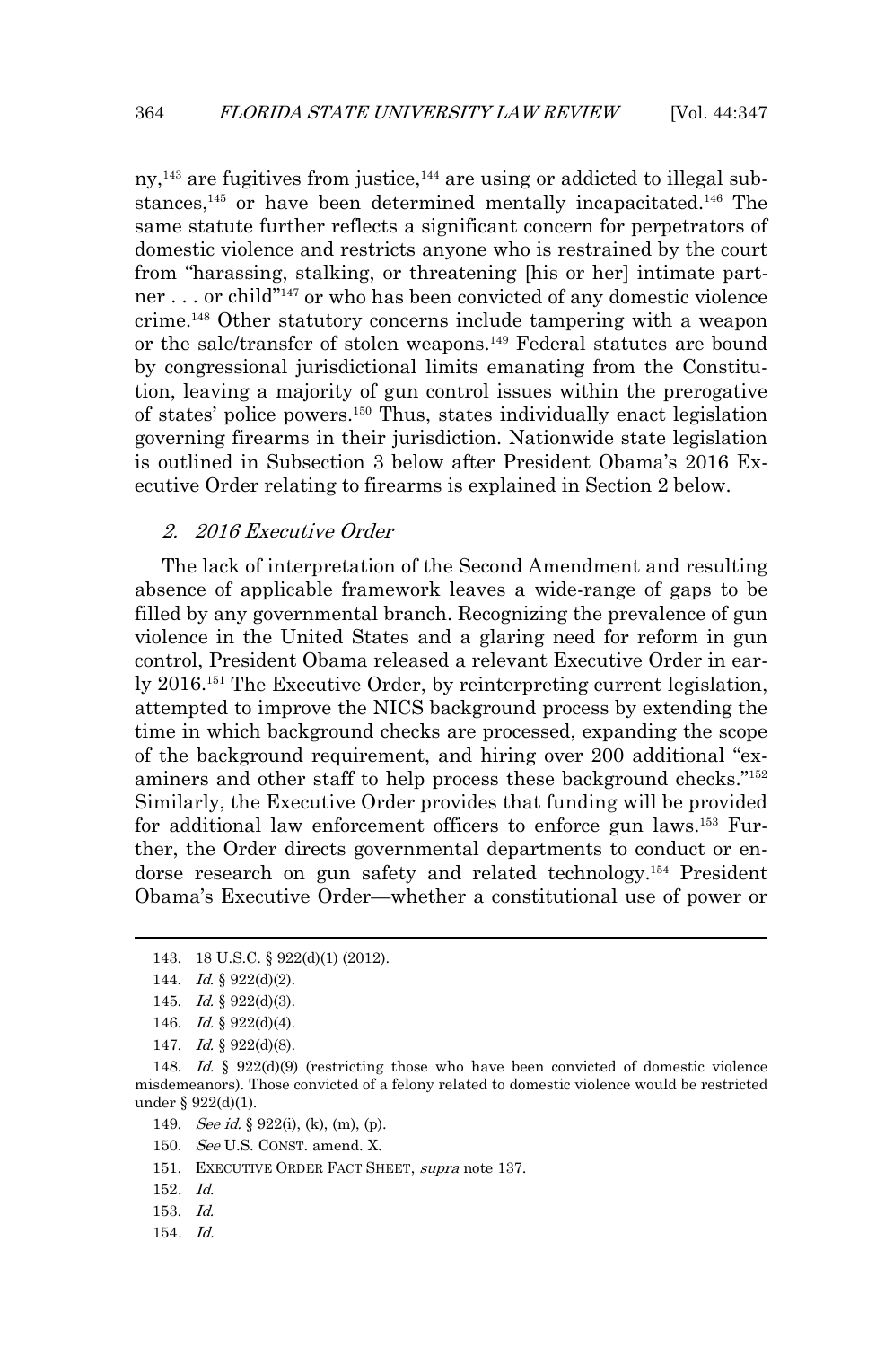ny,[143] are fugitives from justice,[144] are using or addicted to illegal substances,[145] or have been determined mentally incapacitated.[146] The same statute further reflects a significant concern for perpetrators of domestic violence and restricts anyone who is restrained by the court from "harassing, stalking, or threatening [his or her] intimate partner . . . or child"[147] or who has been convicted of any domestic violence crime.[148] Other statutory concerns include tampering with a weapon or the sale/transfer of stolen weapons.[149] Federal statutes are bound by congressional jurisdictional limits emanating from the Constitution, leaving a majority of gun control issues within the prerogative of states' police powers.[150] Thus, states individually enact legislation governing firearms in their jurisdiction. Nationwide state legislation is outlined in Subsection 3 below after President Obama's 2016 Executive Order relating to firearms is explained in Section 2 below.

### 2. *2016 Executive Order*

The lack of interpretation of the Second Amendment and resulting absence of applicable framework leaves a wide-range of gaps to be filled by any governmental branch. Recognizing the prevalence of gun violence in the United States and a glaring need for reform in gun control, President Obama released a relevant Executive Order in early 2016.[151] The Executive Order, by reinterpreting current legislation, attempted to improve the NICS background process by extending the time in which background checks are processed, expanding the scope of the background requirement, and hiring over 200 additional "examiners and other staff to help process these background checks."[152] Similarly, the Executive Order provides that funding will be provided for additional law enforcement officers to enforce gun laws.[153] Further, the Order directs governmental departments to conduct or endorse research on gun safety and related technology.[154] President Obama's Executive Order—whether a constitutional use of power or

---

143. 18 U.S.C. § 922(d)(1) (2012).

144. *Id.* § 922(d)(2).

145. *Id.* § 922(d)(3).

146. *Id.* § 922(d)(4).

147. *Id.* § 922(d)(8).

148. *Id.* § 922(d)(9) (restricting those who have been convicted of domestic violence misdemeanors). Those convicted of a felony related to domestic violence would be restricted under § 922(d)(1).

149. *See id.* § 922(i), (k), (m), (p).

150. *See* U.S. CONST. amend. X.

151. EXECUTIVE ORDER FACT SHEET, *supra* note 137.

152. *Id.*

153. *Id.*

154. *Id.*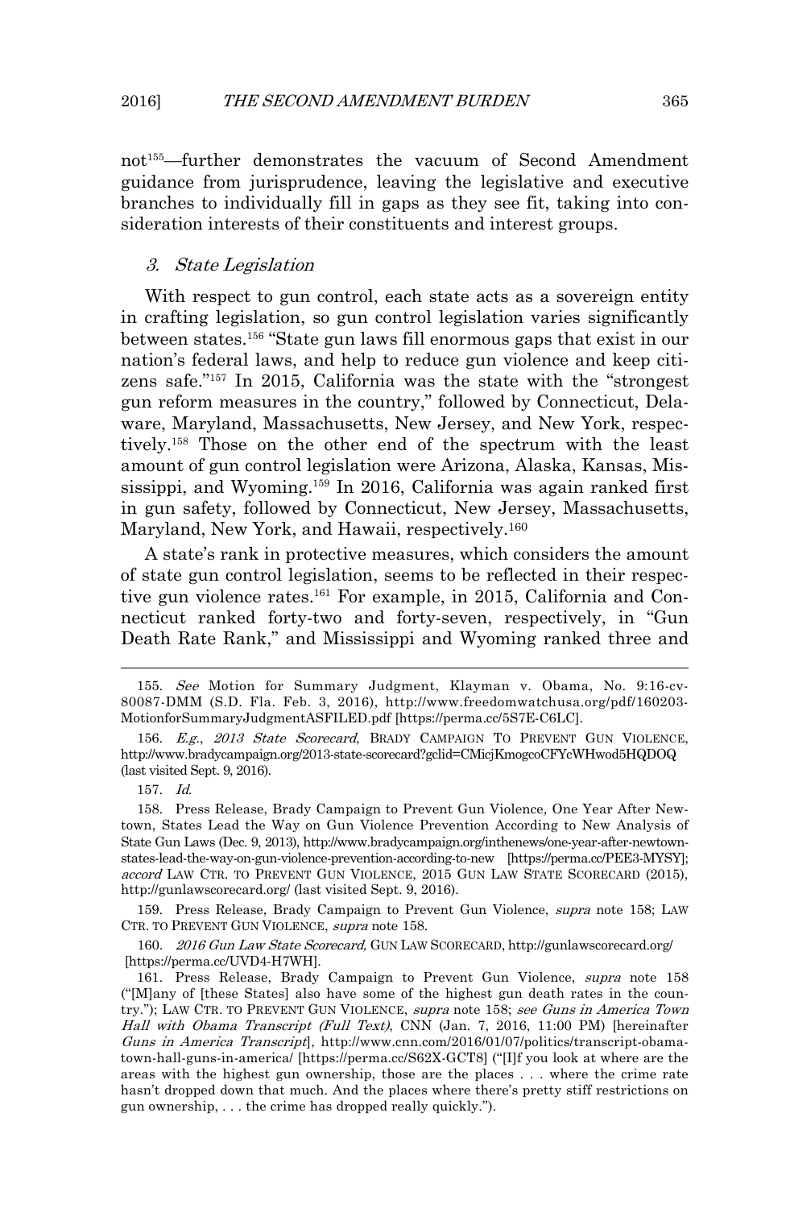not[155]—further demonstrates the vacuum of Second Amendment guidance from jurisprudence, leaving the legislative and executive branches to individually fill in gaps as they see fit, taking into consideration interests of their constituents and interest groups.

### 3. *State Legislation*

With respect to gun control, each state acts as a sovereign entity in crafting legislation, so gun control legislation varies significantly between states.[156] "State gun laws fill enormous gaps that exist in our nation's federal laws, and help to reduce gun violence and keep citizens safe."[157] In 2015, California was the state with the "strongest gun reform measures in the country," followed by Connecticut, Delaware, Maryland, Massachusetts, New Jersey, and New York, respectively.[158] Those on the other end of the spectrum with the least amount of gun control legislation were Arizona, Alaska, Kansas, Mississippi, and Wyoming.[159] In 2016, California was again ranked first in gun safety, followed by Connecticut, New Jersey, Massachusetts, Maryland, New York, and Hawaii, respectively.[160]

A state's rank in protective measures, which considers the amount of state gun control legislation, seems to be reflected in their respective gun violence rates.[161] For example, in 2015, California and Connecticut ranked forty-two and forty-seven, respectively, in "Gun Death Rate Rank," and Mississippi and Wyoming ranked three and

---

155. *See* Motion for Summary Judgment, Klayman v. Obama, No. 9:16-cv-80087-DMM (S.D. Fla. Feb. 3, 2016), http://www.freedomwatchusa.org/pdf/160203-MotionforSummaryJudgmentASFILED.pdf [https://perma.cc/5S7E-C6LC].

156. *E.g.*, *2013 State Scorecard*, BRADY CAMPAIGN TO PREVENT GUN VIOLENCE, http://www.bradycampaign.org/2013-state-scorecard?gclid=CMicjKmogcoCFYcWHwod5HQDOQ (last visited Sept. 9, 2016).

157. *Id.*

158. Press Release, Brady Campaign to Prevent Gun Violence, One Year After Newtown, States Lead the Way on Gun Violence Prevention According to New Analysis of State Gun Laws (Dec. 9, 2013), http://www.bradycampaign.org/inthenews/one-year-after-newtown-states-lead-the-way-on-gun-violence-prevention-according-to-new [https://perma.cc/PEE3-MYSY]; *accord* LAW CTR. TO PREVENT GUN VIOLENCE, 2015 GUN LAW STATE SCORECARD (2015), http://gunlawscorecard.org/ (last visited Sept. 9, 2016).

159. Press Release, Brady Campaign to Prevent Gun Violence, *supra* note 158; LAW CTR. TO PREVENT GUN VIOLENCE, *supra* note 158.

160. *2016 Gun Law State Scorecard,* GUN LAW SCORECARD, http://gunlawscorecard.org/ [https://perma.cc/UVD4-H7WH].

161. Press Release, Brady Campaign to Prevent Gun Violence, *supra* note 158 ("[M]any of [these States] also have some of the highest gun death rates in the country."); LAW CTR. TO PREVENT GUN VIOLENCE, *supra* note 158; *see Guns in America Town Hall with Obama Transcript (Full Text)*, CNN (Jan. 7, 2016, 11:00 PM) [hereinafter *Guns in America Transcript*], http://www.cnn.com/2016/01/07/politics/transcript-obama-town-hall-guns-in-america/ [https://perma.cc/S62X-GCT8] ("[I]f you look at where are the areas with the highest gun ownership, those are the places . . . where the crime rate hasn't dropped down that much. And the places where there's pretty stiff restrictions on gun ownership, . . . the crime has dropped really quickly.").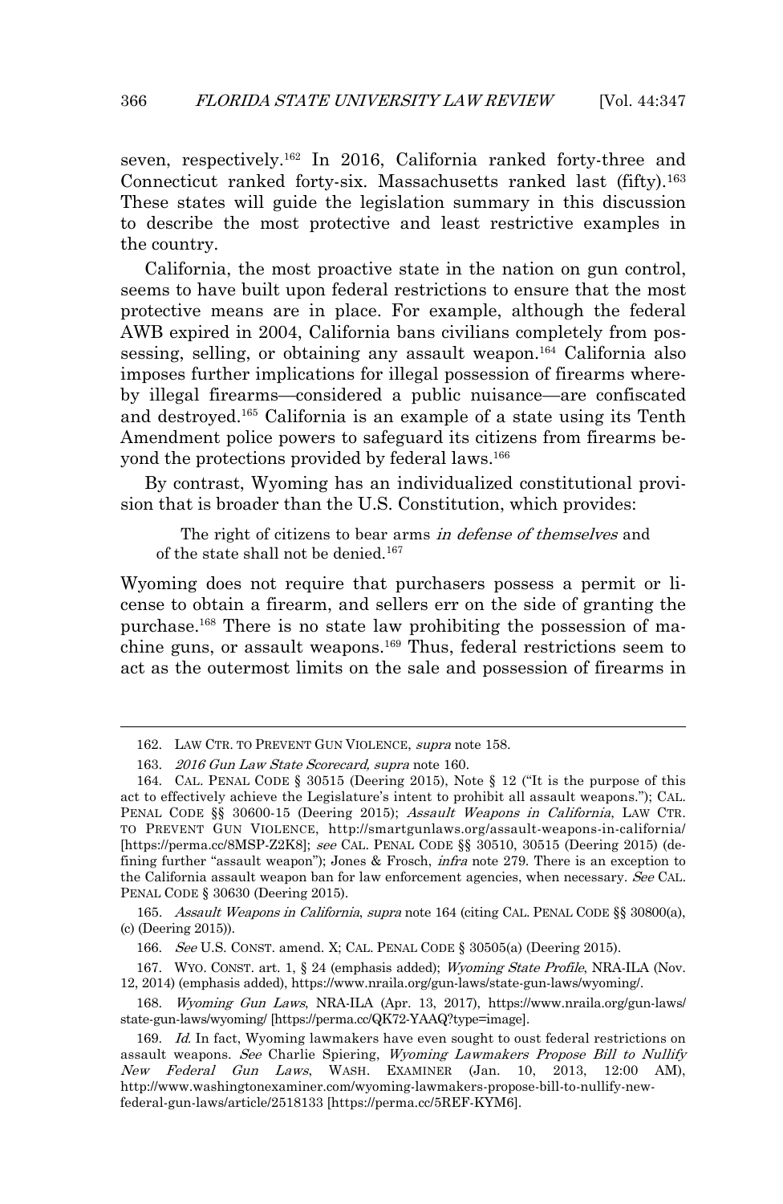seven, respectively.[162] In 2016, California ranked forty-three and Connecticut ranked forty-six. Massachusetts ranked last (fifty).[163] These states will guide the legislation summary in this discussion to describe the most protective and least restrictive examples in the country.

California, the most proactive state in the nation on gun control, seems to have built upon federal restrictions to ensure that the most protective means are in place. For example, although the federal AWB expired in 2004, California bans civilians completely from possessing, selling, or obtaining any assault weapon.[164] California also imposes further implications for illegal possession of firearms whereby illegal firearms—considered a public nuisance—are confiscated and destroyed.[165] California is an example of a state using its Tenth Amendment police powers to safeguard its citizens from firearms beyond the protections provided by federal laws.[166]

By contrast, Wyoming has an individualized constitutional provision that is broader than the U.S. Constitution, which provides:

> The right of citizens to bear arms *in defense of themselves* and of the state shall not be denied.[167]

Wyoming does not require that purchasers possess a permit or license to obtain a firearm, and sellers err on the side of granting the purchase.[168] There is no state law prohibiting the possession of machine guns, or assault weapons.[169] Thus, federal restrictions seem to act as the outermost limits on the sale and possession of firearms in

---

162. LAW CTR. TO PREVENT GUN VIOLENCE, *supra* note 158.

163. *2016 Gun Law State Scorecard, supra* note 160.

164. CAL. PENAL CODE § 30515 (Deering 2015), Note § 12 ("It is the purpose of this act to effectively achieve the Legislature's intent to prohibit all assault weapons."); CAL. PENAL CODE §§ 30600-15 (Deering 2015); *Assault Weapons in California*, LAW CTR. TO PREVENT GUN VIOLENCE, http://smartgunlaws.org/assault-weapons-in-california/ [https://perma.cc/8MSP-Z2K8]; *see* CAL. PENAL CODE §§ 30510, 30515 (Deering 2015) (defining further "assault weapon"); Jones & Frosch, *infra* note 279. There is an exception to the California assault weapon ban for law enforcement agencies, when necessary. *See* CAL. PENAL CODE § 30630 (Deering 2015).

165. *Assault Weapons in California*, *supra* note 164 (citing CAL. PENAL CODE §§ 30800(a), (c) (Deering 2015)).

166. *See* U.S. CONST. amend. X; CAL. PENAL CODE § 30505(a) (Deering 2015).

167. WYO. CONST. art. 1, § 24 (emphasis added); *Wyoming State Profile*, NRA-ILA (Nov. 12, 2014) (emphasis added), https://www.nraila.org/gun-laws/state-gun-laws/wyoming/.

168. *Wyoming Gun Laws*, NRA-ILA (Apr. 13, 2017), https://www.nraila.org/gun-laws/state-gun-laws/wyoming/ [https://perma.cc/QK72-YAAQ?type=image].

169. *Id.* In fact, Wyoming lawmakers have even sought to oust federal restrictions on assault weapons. *See* Charlie Spiering, *Wyoming Lawmakers Propose Bill to Nullify New Federal Gun Laws*, WASH. EXAMINER (Jan. 10, 2013, 12:00 AM), http://www.washingtonexaminer.com/wyoming-lawmakers-propose-bill-to-nullify-new-federal-gun-laws/article/2518133 [https://perma.cc/5REF-KYM6].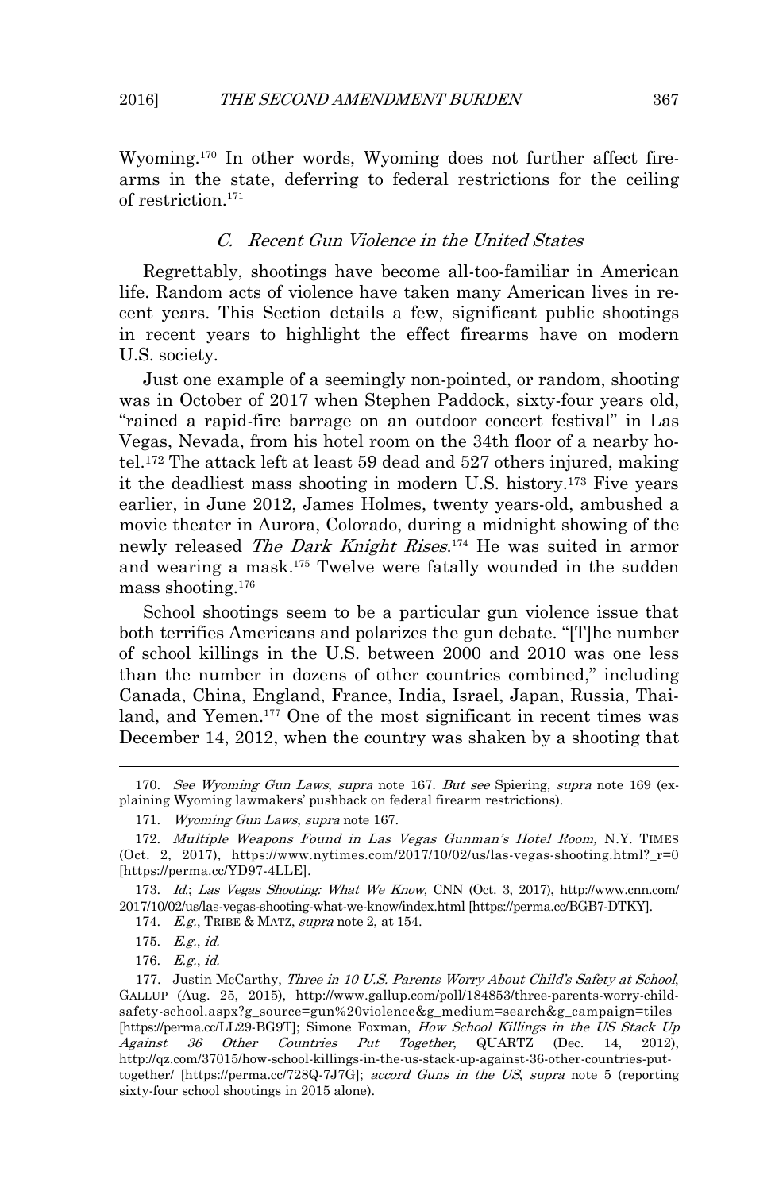Wyoming.[170] In other words, Wyoming does not further affect firearms in the state, deferring to federal restrictions for the ceiling of restriction.[171]

### *C. Recent Gun Violence in the United States*

Regrettably, shootings have become all-too-familiar in American life. Random acts of violence have taken many American lives in recent years. This Section details a few, significant public shootings in recent years to highlight the effect firearms have on modern U.S. society.

Just one example of a seemingly non-pointed, or random, shooting was in October of 2017 when Stephen Paddock, sixty-four years old, "rained a rapid-fire barrage on an outdoor concert festival" in Las Vegas, Nevada, from his hotel room on the 34th floor of a nearby hotel.[172] The attack left at least 59 dead and 527 others injured, making it the deadliest mass shooting in modern U.S. history.[173] Five years earlier, in June 2012, James Holmes, twenty years-old, ambushed a movie theater in Aurora, Colorado, during a midnight showing of the newly released *The Dark Knight Rises*.[174] He was suited in armor and wearing a mask.[175] Twelve were fatally wounded in the sudden mass shooting.[176]

School shootings seem to be a particular gun violence issue that both terrifies Americans and polarizes the gun debate. "[T]he number of school killings in the U.S. between 2000 and 2010 was one less than the number in dozens of other countries combined," including Canada, China, England, France, India, Israel, Japan, Russia, Thailand, and Yemen.[177] One of the most significant in recent times was December 14, 2012, when the country was shaken by a shooting that

---

170. *See Wyoming Gun Laws*, *supra* note 167. *But see* Spiering, *supra* note 169 (explaining Wyoming lawmakers' pushback on federal firearm restrictions).

171. *Wyoming Gun Laws*, *supra* note 167.

172. *Multiple Weapons Found in Las Vegas Gunman's Hotel Room,* N.Y. TIMES (Oct. 2, 2017), https://www.nytimes.com/2017/10/02/us/las-vegas-shooting.html?_r=0 [https://perma.cc/YD97-4LLE].

173. *Id.*; *Las Vegas Shooting: What We Know,* CNN (Oct. 3, 2017), http://www.cnn.com/2017/10/02/us/las-vegas-shooting-what-we-know/index.html [https://perma.cc/BGB7-DTKY].

174. *E.g.*, TRIBE & MATZ, *supra* note 2, at 154.

175. *E.g.*, *id.*

176. *E.g.*, *id.*

177. Justin McCarthy, *Three in 10 U.S. Parents Worry About Child's Safety at School*, GALLUP (Aug. 25, 2015), http://www.gallup.com/poll/184853/three-parents-worry-child-safety-school.aspx?g_source=gun%20violence&g_medium=search&g_campaign=tiles [https://perma.cc/LL29-BG9T]; Simone Foxman, *How School Killings in the US Stack Up Against 36 Other Countries Put Together*, QUARTZ (Dec. 14, 2012), http://qz.com/37015/how-school-killings-in-the-us-stack-up-against-36-other-countries-put-together/ [https://perma.cc/728Q-7J7G]; *accord Guns in the US*, *supra* note 5 (reporting sixty-four school shootings in 2015 alone).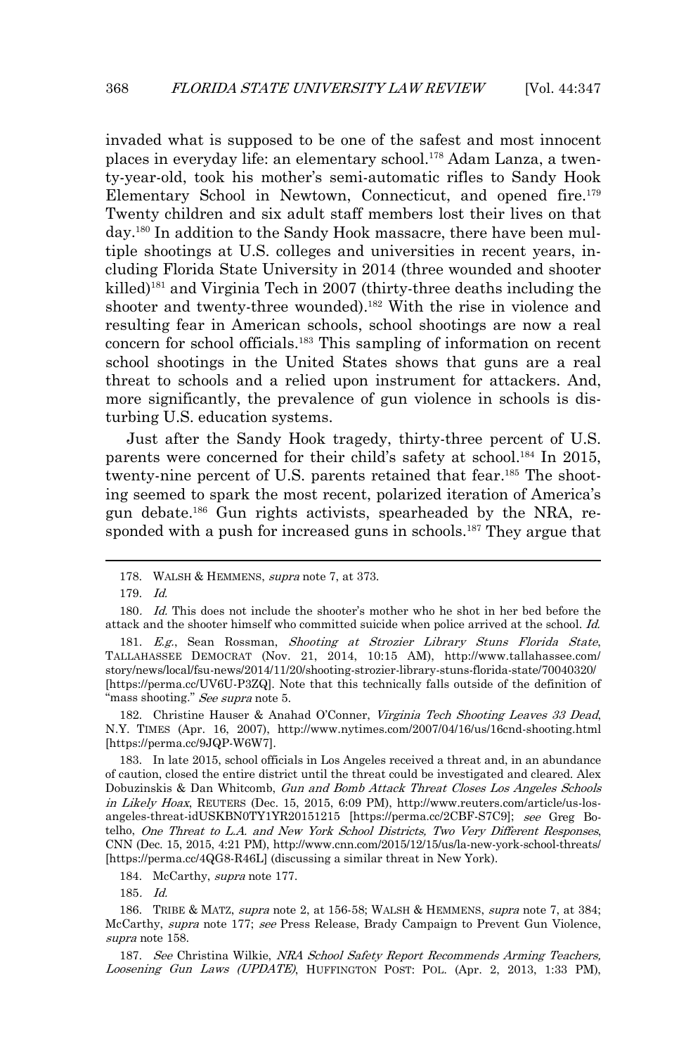invaded what is supposed to be one of the safest and most innocent places in everyday life: an elementary school.[178] Adam Lanza, a twenty-year-old, took his mother's semi-automatic rifles to Sandy Hook Elementary School in Newtown, Connecticut, and opened fire.[179] Twenty children and six adult staff members lost their lives on that day.[180] In addition to the Sandy Hook massacre, there have been multiple shootings at U.S. colleges and universities in recent years, including Florida State University in 2014 (three wounded and shooter killed)[181] and Virginia Tech in 2007 (thirty-three deaths including the shooter and twenty-three wounded).[182] With the rise in violence and resulting fear in American schools, school shootings are now a real concern for school officials.[183] This sampling of information on recent school shootings in the United States shows that guns are a real threat to schools and a relied upon instrument for attackers. And, more significantly, the prevalence of gun violence in schools is disturbing U.S. education systems.

Just after the Sandy Hook tragedy, thirty-three percent of U.S. parents were concerned for their child's safety at school.[184] In 2015, twenty-nine percent of U.S. parents retained that fear.[185] The shooting seemed to spark the most recent, polarized iteration of America's gun debate.[186] Gun rights activists, spearheaded by the NRA, responded with a push for increased guns in schools.[187] They argue that

---

178. WALSH & HEMMENS, *supra* note 7, at 373.

179. *Id.*

180. *Id.* This does not include the shooter's mother who he shot in her bed before the attack and the shooter himself who committed suicide when police arrived at the school. *Id.*

181. *E.g.*, Sean Rossman, *Shooting at Strozier Library Stuns Florida State*, TALLAHASSEE DEMOCRAT (Nov. 21, 2014, 10:15 AM), http://www.tallahassee.com/story/news/local/fsu-news/2014/11/20/shooting-strozier-library-stuns-florida-state/70040320/ [https://perma.cc/UV6U-P3ZQ]. Note that this technically falls outside of the definition of "mass shooting." *See supra* note 5.

182. Christine Hauser & Anahad O'Conner, *Virginia Tech Shooting Leaves 33 Dead*, N.Y. TIMES (Apr. 16, 2007), http://www.nytimes.com/2007/04/16/us/16cnd-shooting.html [https://perma.cc/9JQP-W6W7].

183. In late 2015, school officials in Los Angeles received a threat and, in an abundance of caution, closed the entire district until the threat could be investigated and cleared. Alex Dobuzinskis & Dan Whitcomb, *Gun and Bomb Attack Threat Closes Los Angeles Schools in Likely Hoax*, REUTERS (Dec. 15, 2015, 6:09 PM), http://www.reuters.com/article/us-los-angeles-threat-idUSKBN0TY1YR20151215 [https://perma.cc/2CBF-S7C9]; *see* Greg Botelho, *One Threat to L.A. and New York School Districts, Two Very Different Responses*, CNN (Dec. 15, 2015, 4:21 PM), http://www.cnn.com/2015/12/15/us/la-new-york-school-threats/ [https://perma.cc/4QG8-R46L] (discussing a similar threat in New York).

184. McCarthy, *supra* note 177.

185. *Id.*

186. TRIBE & MATZ, *supra* note 2, at 156-58; WALSH & HEMMENS, *supra* note 7, at 384; McCarthy, *supra* note 177; *see* Press Release, Brady Campaign to Prevent Gun Violence, *supra* note 158.

187. *See* Christina Wilkie, *NRA School Safety Report Recommends Arming Teachers, Loosening Gun Laws (UPDATE)*, HUFFINGTON POST: POL. (Apr. 2, 2013, 1:33 PM),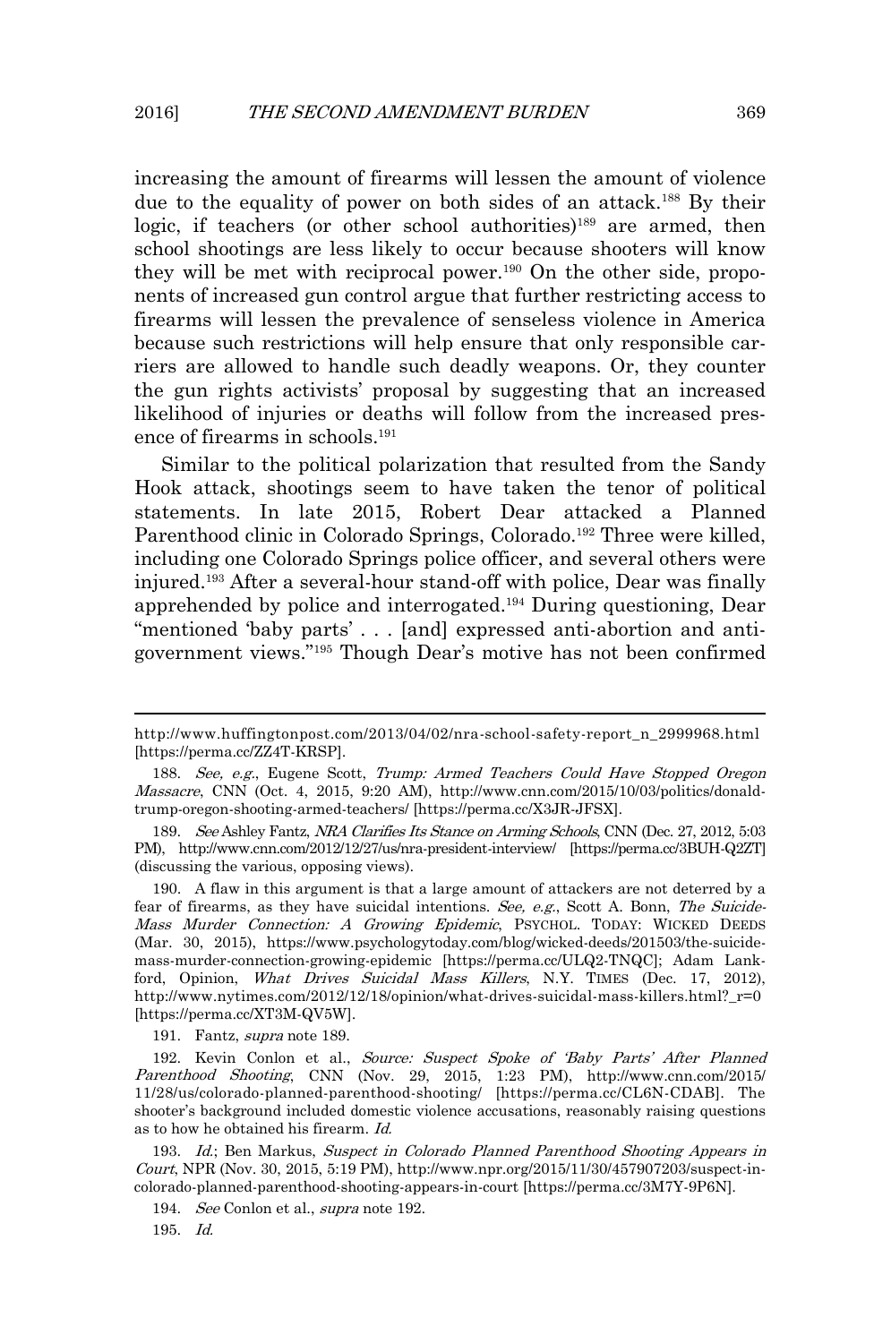increasing the amount of firearms will lessen the amount of violence due to the equality of power on both sides of an attack.[188] By their logic, if teachers (or other school authorities)[189] are armed, then school shootings are less likely to occur because shooters will know they will be met with reciprocal power.[190] On the other side, proponents of increased gun control argue that further restricting access to firearms will lessen the prevalence of senseless violence in America because such restrictions will help ensure that only responsible carriers are allowed to handle such deadly weapons. Or, they counter the gun rights activists' proposal by suggesting that an increased likelihood of injuries or deaths will follow from the increased presence of firearms in schools.[191]

Similar to the political polarization that resulted from the Sandy Hook attack, shootings seem to have taken the tenor of political statements. In late 2015, Robert Dear attacked a Planned Parenthood clinic in Colorado Springs, Colorado.[192] Three were killed, including one Colorado Springs police officer, and several others were injured.[193] After a several-hour stand-off with police, Dear was finally apprehended by police and interrogated.[194] During questioning, Dear "mentioned 'baby parts' . . . [and] expressed anti-abortion and anti-government views."[195] Though Dear's motive has not been confirmed

---

http://www.huffingtonpost.com/2013/04/02/nra-school-safety-report_n_2999968.html [https://perma.cc/ZZ4T-KRSP].

188. *See, e.g.*, Eugene Scott, *Trump: Armed Teachers Could Have Stopped Oregon Massacre*, CNN (Oct. 4, 2015, 9:20 AM), http://www.cnn.com/2015/10/03/politics/donald-trump-oregon-shooting-armed-teachers/ [https://perma.cc/X3JR-JFSX].

189. *See* Ashley Fantz, *NRA Clarifies Its Stance on Arming Schools*, CNN (Dec. 27, 2012, 5:03 PM), http://www.cnn.com/2012/12/27/us/nra-president-interview/ [https://perma.cc/3BUH-Q2ZT] (discussing the various, opposing views).

190. A flaw in this argument is that a large amount of attackers are not deterred by a fear of firearms, as they have suicidal intentions. *See, e.g.*, Scott A. Bonn, *The Suicide-Mass Murder Connection: A Growing Epidemic*, PSYCHOL. TODAY: WICKED DEEDS (Mar. 30, 2015), https://www.psychologytoday.com/blog/wicked-deeds/201503/the-suicide-mass-murder-connection-growing-epidemic [https://perma.cc/ULQ2-TNQC]; Adam Lankford, Opinion, *What Drives Suicidal Mass Killers*, N.Y. TIMES (Dec. 17, 2012), http://www.nytimes.com/2012/12/18/opinion/what-drives-suicidal-mass-killers.html?_r=0 [https://perma.cc/XT3M-QV5W].

191. Fantz, *supra* note 189.

192. Kevin Conlon et al., *Source: Suspect Spoke of 'Baby Parts' After Planned Parenthood Shooting*, CNN (Nov. 29, 2015, 1:23 PM), http://www.cnn.com/2015/11/28/us/colorado-planned-parenthood-shooting/ [https://perma.cc/CL6N-CDAB]. The shooter's background included domestic violence accusations, reasonably raising questions as to how he obtained his firearm. *Id.*

193. *Id.*; Ben Markus, *Suspect in Colorado Planned Parenthood Shooting Appears in Court*, NPR (Nov. 30, 2015, 5:19 PM), http://www.npr.org/2015/11/30/457907203/suspect-in-colorado-planned-parenthood-shooting-appears-in-court [https://perma.cc/3M7Y-9P6N].

194. *See* Conlon et al., *supra* note 192.

195. *Id.*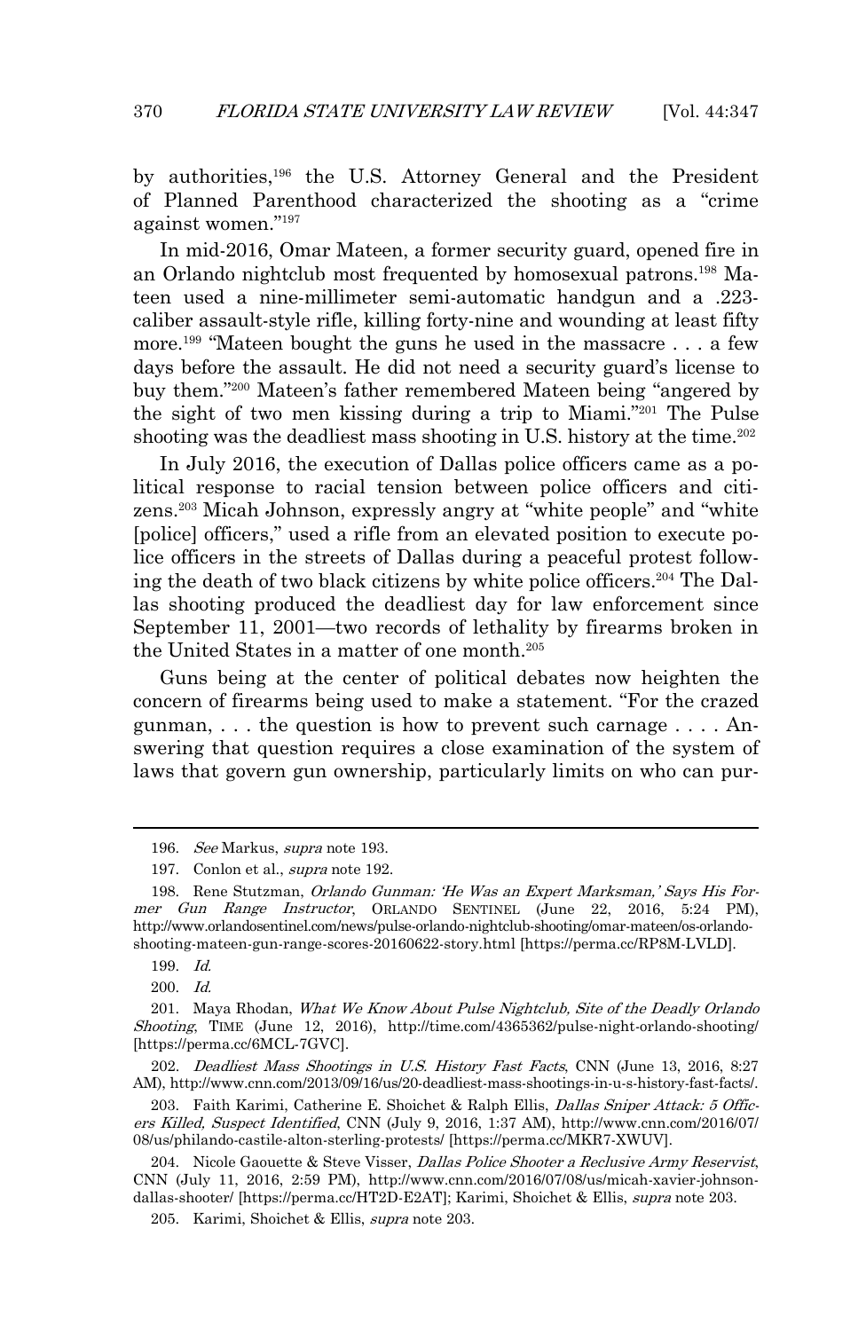by authorities,[196] the U.S. Attorney General and the President of Planned Parenthood characterized the shooting as a "crime against women."[197]

In mid-2016, Omar Mateen, a former security guard, opened fire in an Orlando nightclub most frequented by homosexual patrons.[198] Mateen used a nine-millimeter semi-automatic handgun and a .223-caliber assault-style rifle, killing forty-nine and wounding at least fifty more.[199] "Mateen bought the guns he used in the massacre . . . a few days before the assault. He did not need a security guard's license to buy them."[200] Mateen's father remembered Mateen being "angered by the sight of two men kissing during a trip to Miami."[201] The Pulse shooting was the deadliest mass shooting in U.S. history at the time.[202]

In July 2016, the execution of Dallas police officers came as a political response to racial tension between police officers and citizens.[203] Micah Johnson, expressly angry at "white people" and "white [police] officers," used a rifle from an elevated position to execute police officers in the streets of Dallas during a peaceful protest following the death of two black citizens by white police officers.[204] The Dallas shooting produced the deadliest day for law enforcement since September 11, 2001—two records of lethality by firearms broken in the United States in a matter of one month.[205]

Guns being at the center of political debates now heighten the concern of firearms being used to make a statement. "For the crazed gunman, . . . the question is how to prevent such carnage . . . . Answering that question requires a close examination of the system of laws that govern gun ownership, particularly limits on who can pur-

---

196. *See* Markus, *supra* note 193.

197. Conlon et al., *supra* note 192.

198. Rene Stutzman, *Orlando Gunman: 'He Was an Expert Marksman,' Says His Former Gun Range Instructor*, ORLANDO SENTINEL (June 22, 2016, 5:24 PM), http://www.orlandosentinel.com/news/pulse-orlando-nightclub-shooting/omar-mateen/os-orlando-shooting-mateen-gun-range-scores-20160622-story.html [https://perma.cc/RP8M-LVLD].

199. *Id.*

200. *Id.*

201. Maya Rhodan, *What We Know About Pulse Nightclub, Site of the Deadly Orlando Shooting*, TIME (June 12, 2016), http://time.com/4365362/pulse-night-orlando-shooting/ [https://perma.cc/6MCL-7GVC].

202. *Deadliest Mass Shootings in U.S. History Fast Facts*, CNN (June 13, 2016, 8:27 AM), http://www.cnn.com/2013/09/16/us/20-deadliest-mass-shootings-in-u-s-history-fast-facts/.

203. Faith Karimi, Catherine E. Shoichet & Ralph Ellis, *Dallas Sniper Attack: 5 Officers Killed, Suspect Identified*, CNN (July 9, 2016, 1:37 AM), http://www.cnn.com/2016/07/08/us/philando-castile-alton-sterling-protests/ [https://perma.cc/MKR7-XWUV].

204. Nicole Gaouette & Steve Visser, *Dallas Police Shooter a Reclusive Army Reservist*, CNN (July 11, 2016, 2:59 PM), http://www.cnn.com/2016/07/08/us/micah-xavier-johnson-dallas-shooter/ [https://perma.cc/HT2D-E2AT]; Karimi, Shoichet & Ellis, *supra* note 203.

205. Karimi, Shoichet & Ellis, *supra* note 203.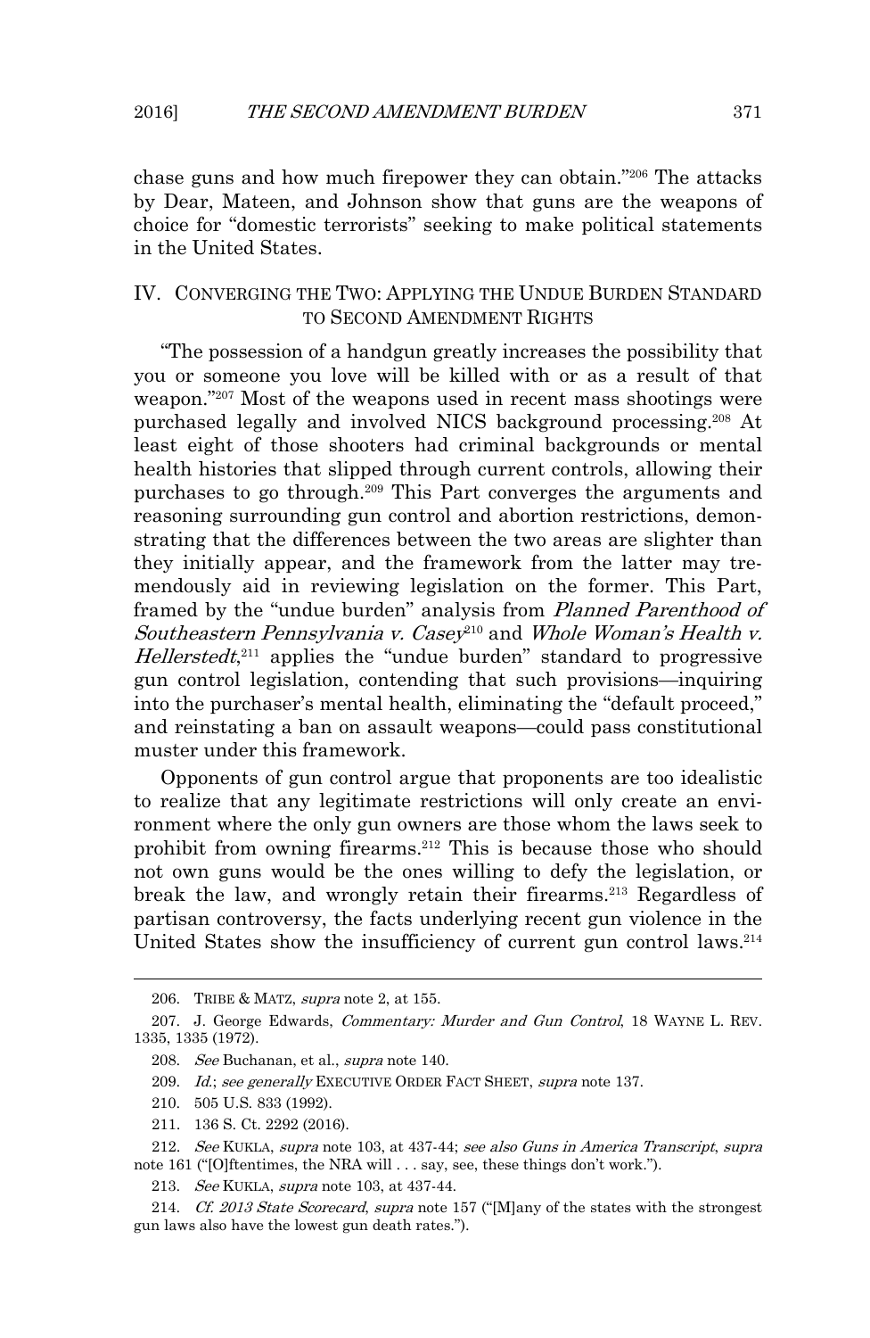chase guns and how much firepower they can obtain."[206] The attacks by Dear, Mateen, and Johnson show that guns are the weapons of choice for "domestic terrorists" seeking to make political statements in the United States.

## IV. CONVERGING THE TWO: APPLYING THE UNDUE BURDEN STANDARD TO SECOND AMENDMENT RIGHTS

"The possession of a handgun greatly increases the possibility that you or someone you love will be killed with or as a result of that weapon."[207] Most of the weapons used in recent mass shootings were purchased legally and involved NICS background processing.[208] At least eight of those shooters had criminal backgrounds or mental health histories that slipped through current controls, allowing their purchases to go through.[209] This Part converges the arguments and reasoning surrounding gun control and abortion restrictions, demonstrating that the differences between the two areas are slighter than they initially appear, and the framework from the latter may tremendously aid in reviewing legislation on the former. This Part, framed by the "undue burden" analysis from *Planned Parenthood of Southeastern Pennsylvania v. Casey*[210] and *Whole Woman's Health v. Hellerstedt*,[211] applies the "undue burden" standard to progressive gun control legislation, contending that such provisions—inquiring into the purchaser's mental health, eliminating the "default proceed," and reinstating a ban on assault weapons—could pass constitutional muster under this framework.

Opponents of gun control argue that proponents are too idealistic to realize that any legitimate restrictions will only create an environment where the only gun owners are those whom the laws seek to prohibit from owning firearms.[212] This is because those who should not own guns would be the ones willing to defy the legislation, or break the law, and wrongly retain their firearms.[213] Regardless of partisan controversy, the facts underlying recent gun violence in the United States show the insufficiency of current gun control laws.[214]

---

206. TRIBE & MATZ, *supra* note 2, at 155.

207. J. George Edwards, *Commentary: Murder and Gun Control*, 18 WAYNE L. REV. 1335, 1335 (1972).

208. *See* Buchanan, et al., *supra* note 140.

209. *Id.*; *see generally* EXECUTIVE ORDER FACT SHEET, *supra* note 137.

210. 505 U.S. 833 (1992).

211. 136 S. Ct. 2292 (2016).

212. *See* KUKLA, *supra* note 103, at 437-44; *see also Guns in America Transcript*, *supra* note 161 ("[O]ftentimes, the NRA will . . . say, see, these things don't work.").

213. *See* KUKLA, *supra* note 103, at 437-44.

214. *Cf. 2013 State Scorecard*, *supra* note 157 ("[M]any of the states with the strongest gun laws also have the lowest gun death rates.").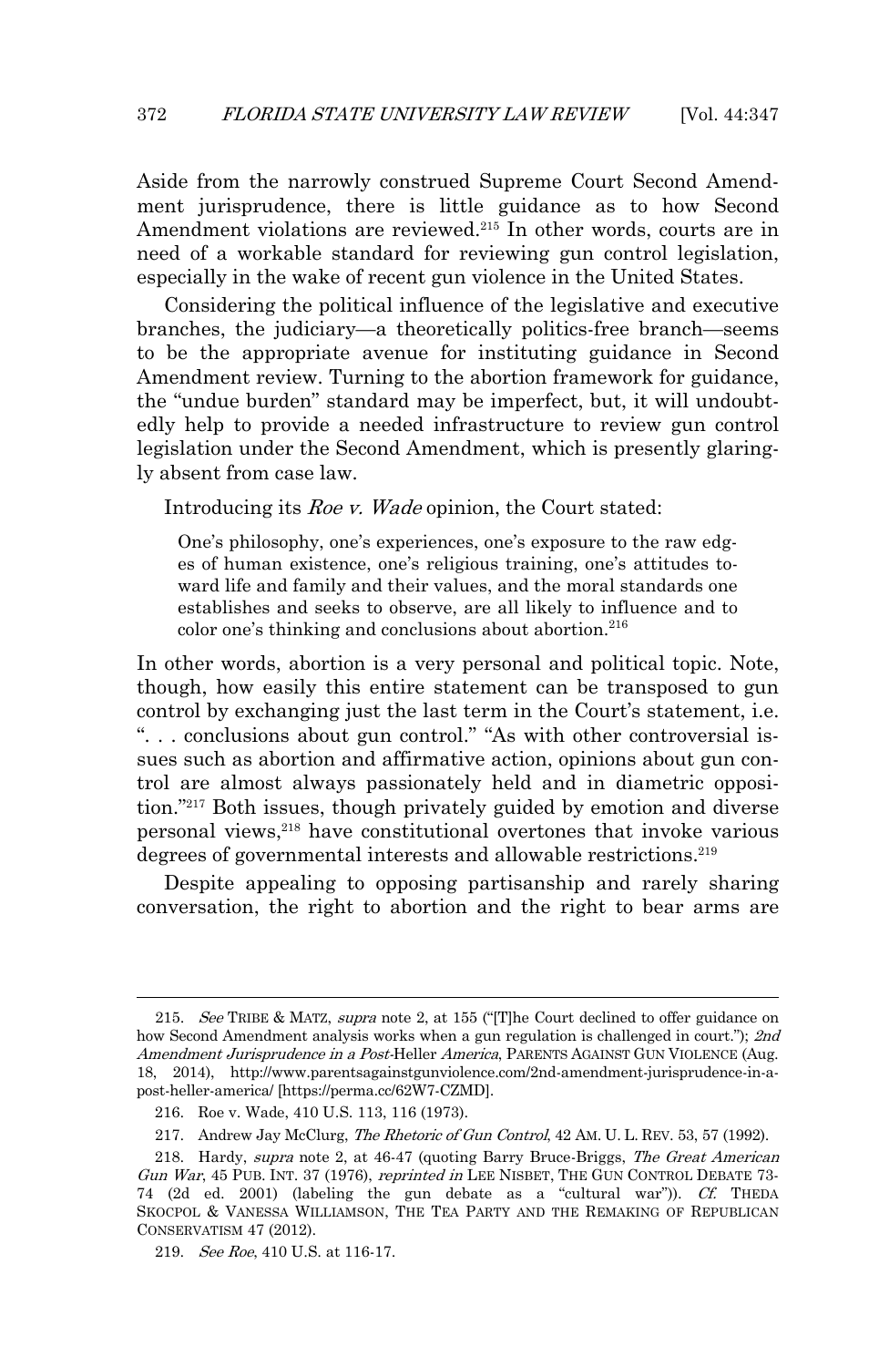Aside from the narrowly construed Supreme Court Second Amendment jurisprudence, there is little guidance as to how Second Amendment violations are reviewed.[215] In other words, courts are in need of a workable standard for reviewing gun control legislation, especially in the wake of recent gun violence in the United States.

Considering the political influence of the legislative and executive branches, the judiciary—a theoretically politics-free branch—seems to be the appropriate avenue for instituting guidance in Second Amendment review. Turning to the abortion framework for guidance, the "undue burden" standard may be imperfect, but, it will undoubtedly help to provide a needed infrastructure to review gun control legislation under the Second Amendment, which is presently glaringly absent from case law.

Introducing its *Roe v. Wade* opinion, the Court stated:

> One's philosophy, one's experiences, one's exposure to the raw edges of human existence, one's religious training, one's attitudes toward life and family and their values, and the moral standards one establishes and seeks to observe, are all likely to influence and to color one's thinking and conclusions about abortion.[216]

In other words, abortion is a very personal and political topic. Note, though, how easily this entire statement can be transposed to gun control by exchanging just the last term in the Court's statement, i.e. ". . . conclusions about gun control." "As with other controversial issues such as abortion and affirmative action, opinions about gun control are almost always passionately held and in diametric opposition."[217] Both issues, though privately guided by emotion and diverse personal views,[218] have constitutional overtones that invoke various degrees of governmental interests and allowable restrictions.[219]

Despite appealing to opposing partisanship and rarely sharing conversation, the right to abortion and the right to bear arms are

---

215. *See* TRIBE & MATZ, *supra* note 2, at 155 ("[T]he Court declined to offer guidance on how Second Amendment analysis works when a gun regulation is challenged in court."); *2nd Amendment Jurisprudence in a Post-*Heller *America*, PARENTS AGAINST GUN VIOLENCE (Aug. 18, 2014), http://www.parentsagainstgunviolence.com/2nd-amendment-jurisprudence-in-a-post-heller-america/ [https://perma.cc/62W7-CZMD].

216. Roe v. Wade, 410 U.S. 113, 116 (1973).

217. Andrew Jay McClurg, *The Rhetoric of Gun Control*, 42 AM. U. L. REV. 53, 57 (1992).

218. Hardy, *supra* note 2, at 46-47 (quoting Barry Bruce-Briggs, *The Great American Gun War*, 45 PUB. INT. 37 (1976), *reprinted in* LEE NISBET, THE GUN CONTROL DEBATE 73-74 (2d ed. 2001) (labeling the gun debate as a "cultural war")). *Cf.* THEDA SKOCPOL & VANESSA WILLIAMSON, THE TEA PARTY AND THE REMAKING OF REPUBLICAN CONSERVATISM 47 (2012).

219. *See Roe*, 410 U.S. at 116-17.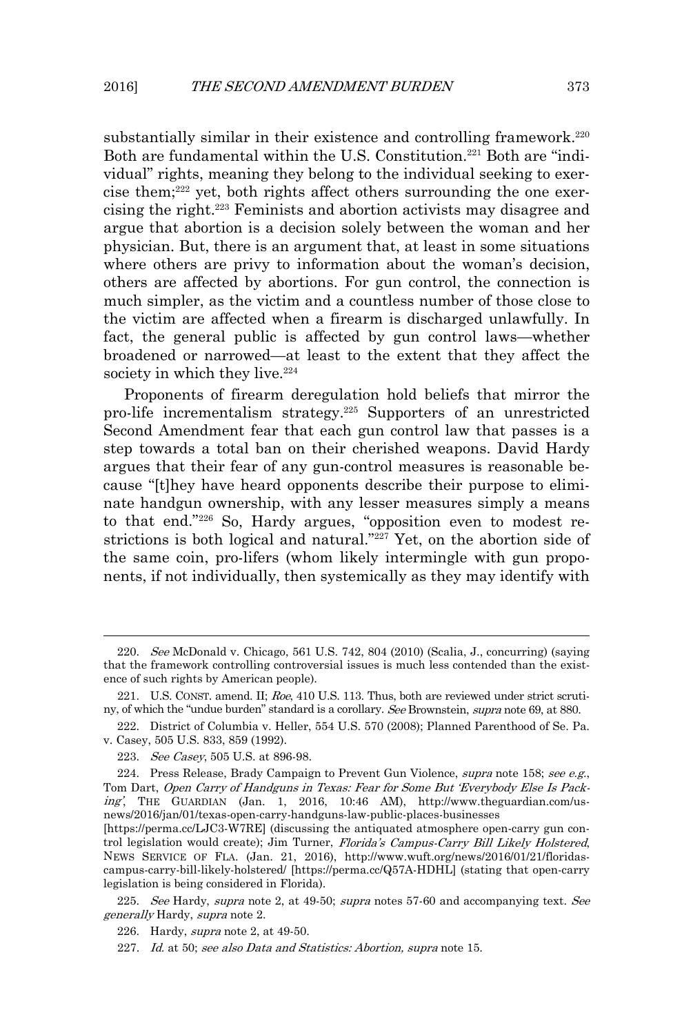substantially similar in their existence and controlling framework.[220] Both are fundamental within the U.S. Constitution.[221] Both are "individual" rights, meaning they belong to the individual seeking to exercise them;[222] yet, both rights affect others surrounding the one exercising the right.[223] Feminists and abortion activists may disagree and argue that abortion is a decision solely between the woman and her physician. But, there is an argument that, at least in some situations where others are privy to information about the woman's decision, others are affected by abortions. For gun control, the connection is much simpler, as the victim and a countless number of those close to the victim are affected when a firearm is discharged unlawfully. In fact, the general public is affected by gun control laws—whether broadened or narrowed—at least to the extent that they affect the society in which they live.[224]

Proponents of firearm deregulation hold beliefs that mirror the pro-life incrementalism strategy.[225] Supporters of an unrestricted Second Amendment fear that each gun control law that passes is a step towards a total ban on their cherished weapons. David Hardy argues that their fear of any gun-control measures is reasonable because "[t]hey have heard opponents describe their purpose to eliminate handgun ownership, with any lesser measures simply a means to that end."[226] So, Hardy argues, "opposition even to modest restrictions is both logical and natural."[227] Yet, on the abortion side of the same coin, pro-lifers (whom likely intermingle with gun proponents, if not individually, then systemically as they may identify with

---

220. *See* McDonald v. Chicago, 561 U.S. 742, 804 (2010) (Scalia, J., concurring) (saying that the framework controlling controversial issues is much less contended than the existence of such rights by American people).

221. U.S. CONST. amend. II; *Roe*, 410 U.S. 113. Thus, both are reviewed under strict scrutiny, of which the "undue burden" standard is a corollary. *See* Brownstein, *supra* note 69, at 880.

222. District of Columbia v. Heller, 554 U.S. 570 (2008); Planned Parenthood of Se. Pa. v. Casey, 505 U.S. 833, 859 (1992).

223. *See Casey*, 505 U.S. at 896-98.

224. Press Release, Brady Campaign to Prevent Gun Violence, *supra* note 158; *see e.g.*, Tom Dart, *Open Carry of Handguns in Texas: Fear for Some But 'Everybody Else Is Packing'*, THE GUARDIAN (Jan. 1, 2016, 10:46 AM), http://www.theguardian.com/us-news/2016/jan/01/texas-open-carry-handguns-law-public-places-businesses [https://perma.cc/LJC3-W7RE] (discussing the antiquated atmosphere open-carry gun control legislation would create); Jim Turner, *Florida's Campus-Carry Bill Likely Holstered*, NEWS SERVICE OF FLA. (Jan. 21, 2016), http://www.wuft.org/news/2016/01/21/floridas-campus-carry-bill-likely-holstered/ [https://perma.cc/Q57A-HDHL] (stating that open-carry legislation is being considered in Florida).

225. *See* Hardy, *supra* note 2, at 49-50; *supra* notes 57-60 and accompanying text. *See generally* Hardy, *supra* note 2.

226. Hardy, *supra* note 2, at 49-50.

227. *Id.* at 50; *see also Data and Statistics: Abortion, supra* note 15.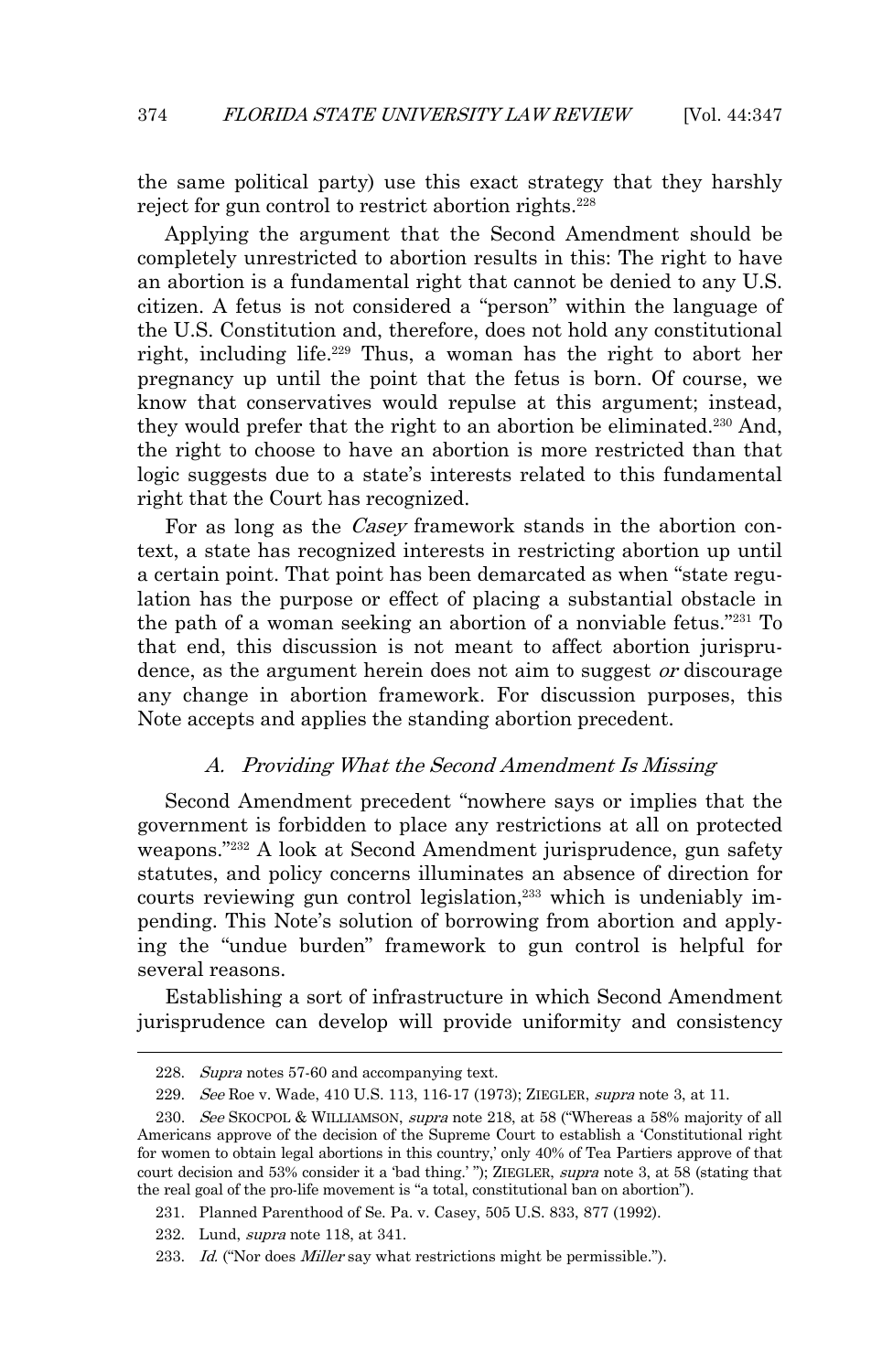the same political party) use this exact strategy that they harshly reject for gun control to restrict abortion rights.[228]

Applying the argument that the Second Amendment should be completely unrestricted to abortion results in this: The right to have an abortion is a fundamental right that cannot be denied to any U.S. citizen. A fetus is not considered a "person" within the language of the U.S. Constitution and, therefore, does not hold any constitutional right, including life.[229] Thus, a woman has the right to abort her pregnancy up until the point that the fetus is born. Of course, we know that conservatives would repulse at this argument; instead, they would prefer that the right to an abortion be eliminated.[230] And, the right to choose to have an abortion is more restricted than that logic suggests due to a state's interests related to this fundamental right that the Court has recognized.

For as long as the *Casey* framework stands in the abortion context, a state has recognized interests in restricting abortion up until a certain point. That point has been demarcated as when "state regulation has the purpose or effect of placing a substantial obstacle in the path of a woman seeking an abortion of a nonviable fetus."[231] To that end, this discussion is not meant to affect abortion jurisprudence, as the argument herein does not aim to suggest *or* discourage any change in abortion framework. For discussion purposes, this Note accepts and applies the standing abortion precedent.

### A. *Providing What the Second Amendment Is Missing*

Second Amendment precedent "nowhere says or implies that the government is forbidden to place any restrictions at all on protected weapons."[232] A look at Second Amendment jurisprudence, gun safety statutes, and policy concerns illuminates an absence of direction for courts reviewing gun control legislation,[233] which is undeniably impending. This Note's solution of borrowing from abortion and applying the "undue burden" framework to gun control is helpful for several reasons.

Establishing a sort of infrastructure in which Second Amendment jurisprudence can develop will provide uniformity and consistency

---

228. *Supra* notes 57-60 and accompanying text.

229. *See* Roe v. Wade, 410 U.S. 113, 116-17 (1973); ZIEGLER, *supra* note 3, at 11.

230. *See* SKOCPOL & WILLIAMSON, *supra* note 218, at 58 ("Whereas a 58% majority of all Americans approve of the decision of the Supreme Court to establish a 'Constitutional right for women to obtain legal abortions in this country,' only 40% of Tea Partiers approve of that court decision and 53% consider it a 'bad thing.' "); ZIEGLER, *supra* note 3, at 58 (stating that the real goal of the pro-life movement is "a total, constitutional ban on abortion").

231. Planned Parenthood of Se. Pa. v. Casey, 505 U.S. 833, 877 (1992).

232. Lund, *supra* note 118, at 341.

233. *Id.* ("Nor does *Miller* say what restrictions might be permissible.").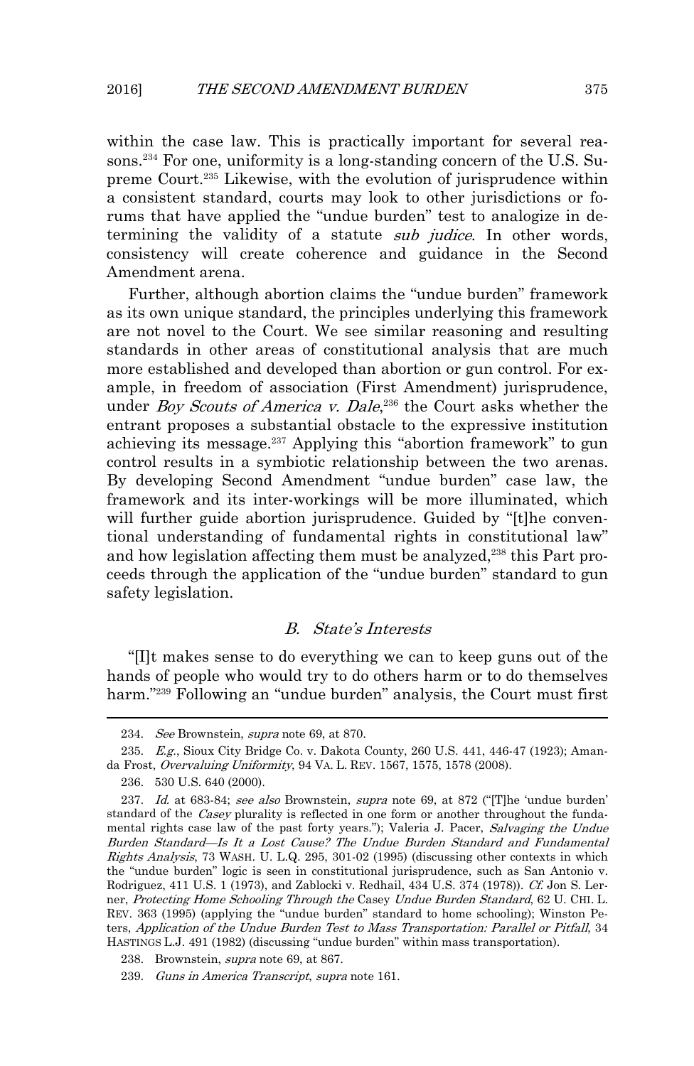within the case law. This is practically important for several reasons.[234] For one, uniformity is a long-standing concern of the U.S. Supreme Court.[235] Likewise, with the evolution of jurisprudence within a consistent standard, courts may look to other jurisdictions or forums that have applied the "undue burden" test to analogize in determining the validity of a statute *sub judice*. In other words, consistency will create coherence and guidance in the Second Amendment arena.

Further, although abortion claims the "undue burden" framework as its own unique standard, the principles underlying this framework are not novel to the Court. We see similar reasoning and resulting standards in other areas of constitutional analysis that are much more established and developed than abortion or gun control. For example, in freedom of association (First Amendment) jurisprudence, under *Boy Scouts of America v. Dale*,[236] the Court asks whether the entrant proposes a substantial obstacle to the expressive institution achieving its message.[237] Applying this "abortion framework" to gun control results in a symbiotic relationship between the two arenas. By developing Second Amendment "undue burden" case law, the framework and its inter-workings will be more illuminated, which will further guide abortion jurisprudence. Guided by "[t]he conventional understanding of fundamental rights in constitutional law" and how legislation affecting them must be analyzed,[238] this Part proceeds through the application of the "undue burden" standard to gun safety legislation.

### B. State's Interests

"[I]t makes sense to do everything we can to keep guns out of the hands of people who would try to do others harm or to do themselves harm."[239] Following an "undue burden" analysis, the Court must first

---

234. *See* Brownstein, *supra* note 69, at 870.

235. *E.g.*, Sioux City Bridge Co. v. Dakota County, 260 U.S. 441, 446-47 (1923); Amanda Frost, *Overvaluing Uniformity*, 94 VA. L. REV. 1567, 1575, 1578 (2008).

236. 530 U.S. 640 (2000).

237. *Id.* at 683-84; *see also* Brownstein, *supra* note 69, at 872 ("[T]he 'undue burden' standard of the *Casey* plurality is reflected in one form or another throughout the fundamental rights case law of the past forty years."); Valeria J. Pacer, *Salvaging the Undue Burden Standard—Is It a Lost Cause? The Undue Burden Standard and Fundamental Rights Analysis*, 73 WASH. U. L.Q. 295, 301-02 (1995) (discussing other contexts in which the "undue burden" logic is seen in constitutional jurisprudence, such as San Antonio v. Rodriguez, 411 U.S. 1 (1973), and Zablocki v. Redhail, 434 U.S. 374 (1978)). *Cf.* Jon S. Lerner, *Protecting Home Schooling Through the* Casey *Undue Burden Standard*, 62 U. CHI. L. REV. 363 (1995) (applying the "undue burden" standard to home schooling); Winston Peters, *Application of the Undue Burden Test to Mass Transportation: Parallel or Pitfall*, 34 HASTINGS L.J. 491 (1982) (discussing "undue burden" within mass transportation).

238. Brownstein, *supra* note 69, at 867.

239. *Guns in America Transcript*, *supra* note 161.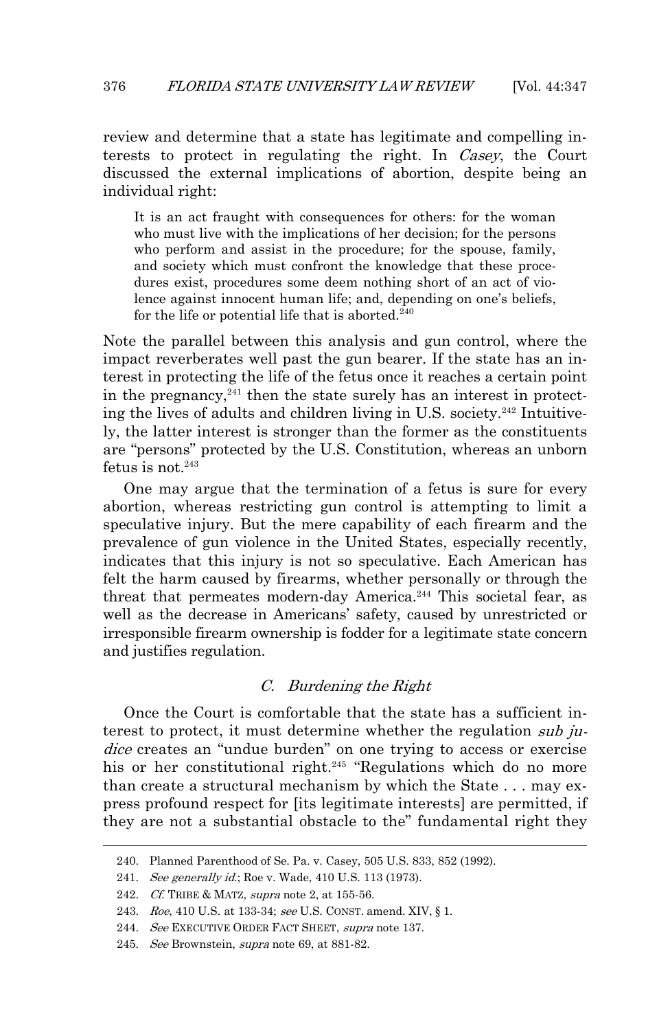review and determine that a state has legitimate and compelling interests to protect in regulating the right. In *Casey*, the Court discussed the external implications of abortion, despite being an individual right:

> It is an act fraught with consequences for others: for the woman who must live with the implications of her decision; for the persons who perform and assist in the procedure; for the spouse, family, and society which must confront the knowledge that these procedures exist, procedures some deem nothing short of an act of violence against innocent human life; and, depending on one's beliefs, for the life or potential life that is aborted.[240]

Note the parallel between this analysis and gun control, where the impact reverberates well past the gun bearer. If the state has an interest in protecting the life of the fetus once it reaches a certain point in the pregnancy,[241] then the state surely has an interest in protecting the lives of adults and children living in U.S. society.[242] Intuitively, the latter interest is stronger than the former as the constituents are "persons" protected by the U.S. Constitution, whereas an unborn fetus is not.[243]

One may argue that the termination of a fetus is sure for every abortion, whereas restricting gun control is attempting to limit a speculative injury. But the mere capability of each firearm and the prevalence of gun violence in the United States, especially recently, indicates that this injury is not so speculative. Each American has felt the harm caused by firearms, whether personally or through the threat that permeates modern-day America.[244] This societal fear, as well as the decrease in Americans' safety, caused by unrestricted or irresponsible firearm ownership is fodder for a legitimate state concern and justifies regulation.

### *C. Burdening the Right*

Once the Court is comfortable that the state has a sufficient interest to protect, it must determine whether the regulation *sub judice* creates an "undue burden" on one trying to access or exercise his or her constitutional right.[245] "Regulations which do no more than create a structural mechanism by which the State . . . may express profound respect for [its legitimate interests] are permitted, if they are not a substantial obstacle to the" fundamental right they

---

240. Planned Parenthood of Se. Pa. v. Casey, 505 U.S. 833, 852 (1992).

241. *See generally id.*; Roe v. Wade, 410 U.S. 113 (1973).

242. *Cf.* TRIBE & MATZ, *supra* note 2, at 155-56.

243. *Roe*, 410 U.S. at 133-34; *see* U.S. CONST. amend. XIV, § 1.

244. *See* EXECUTIVE ORDER FACT SHEET, *supra* note 137.

245. *See* Brownstein, *supra* note 69, at 881-82.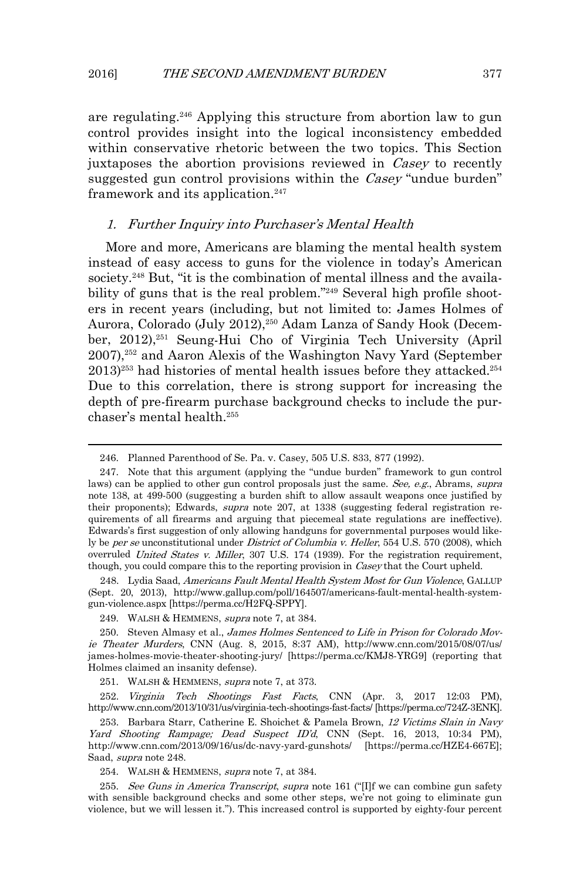are regulating.[246] Applying this structure from abortion law to gun control provides insight into the logical inconsistency embedded within conservative rhetoric between the two topics. This Section juxtaposes the abortion provisions reviewed in *Casey* to recently suggested gun control provisions within the *Casey* "undue burden" framework and its application.[247]

### 1. *Further Inquiry into Purchaser's Mental Health*

More and more, Americans are blaming the mental health system instead of easy access to guns for the violence in today's American society.[248] But, "it is the combination of mental illness and the availability of guns that is the real problem."[249] Several high profile shooters in recent years (including, but not limited to: James Holmes of Aurora, Colorado (July 2012),[250] Adam Lanza of Sandy Hook (December, 2012),[251] Seung-Hui Cho of Virginia Tech University (April 2007),[252] and Aaron Alexis of the Washington Navy Yard (September 2013)[253] had histories of mental health issues before they attacked.[254] Due to this correlation, there is strong support for increasing the depth of pre-firearm purchase background checks to include the purchaser's mental health.[255]

---

246. Planned Parenthood of Se. Pa. v. Casey, 505 U.S. 833, 877 (1992).

247. Note that this argument (applying the "undue burden" framework to gun control laws) can be applied to other gun control proposals just the same. *See, e.g.*, Abrams, *supra* note 138, at 499-500 (suggesting a burden shift to allow assault weapons once justified by their proponents); Edwards, *supra* note 207, at 1338 (suggesting federal registration requirements of all firearms and arguing that piecemeal state regulations are ineffective). Edwards's first suggestion of only allowing handguns for governmental purposes would likely be *per se* unconstitutional under *District of Columbia v. Heller*, 554 U.S. 570 (2008), which overruled *United States v. Miller*, 307 U.S. 174 (1939). For the registration requirement, though, you could compare this to the reporting provision in *Casey* that the Court upheld.

248. Lydia Saad, *Americans Fault Mental Health System Most for Gun Violence*, GALLUP (Sept. 20, 2013), http://www.gallup.com/poll/164507/americans-fault-mental-health-system-gun-violence.aspx [https://perma.cc/H2FQ-SPPY].

249. WALSH & HEMMENS, *supra* note 7, at 384.

250. Steven Almasy et al., *James Holmes Sentenced to Life in Prison for Colorado Movie Theater Murders*, CNN (Aug. 8, 2015, 8:37 AM), http://www.cnn.com/2015/08/07/us/james-holmes-movie-theater-shooting-jury/ [https://perma.cc/KMJ8-YRG9] (reporting that Holmes claimed an insanity defense).

251. WALSH & HEMMENS, *supra* note 7, at 373.

252. *Virginia Tech Shootings Fast Facts*, CNN (Apr. 3, 2017 12:03 PM), http://www.cnn.com/2013/10/31/us/virginia-tech-shootings-fast-facts/ [https://perma.cc/724Z-3ENK].

253. Barbara Starr, Catherine E. Shoichet & Pamela Brown, *12 Victims Slain in Navy Yard Shooting Rampage; Dead Suspect ID'd*, CNN (Sept. 16, 2013, 10:34 PM), http://www.cnn.com/2013/09/16/us/dc-navy-yard-gunshots/ [https://perma.cc/HZE4-667E]; Saad, *supra* note 248.

254. WALSH & HEMMENS, *supra* note 7, at 384.

255. *See Guns in America Transcript*, *supra* note 161 ("[I]f we can combine gun safety with sensible background checks and some other steps, we're not going to eliminate gun violence, but we will lessen it."). This increased control is supported by eighty-four percent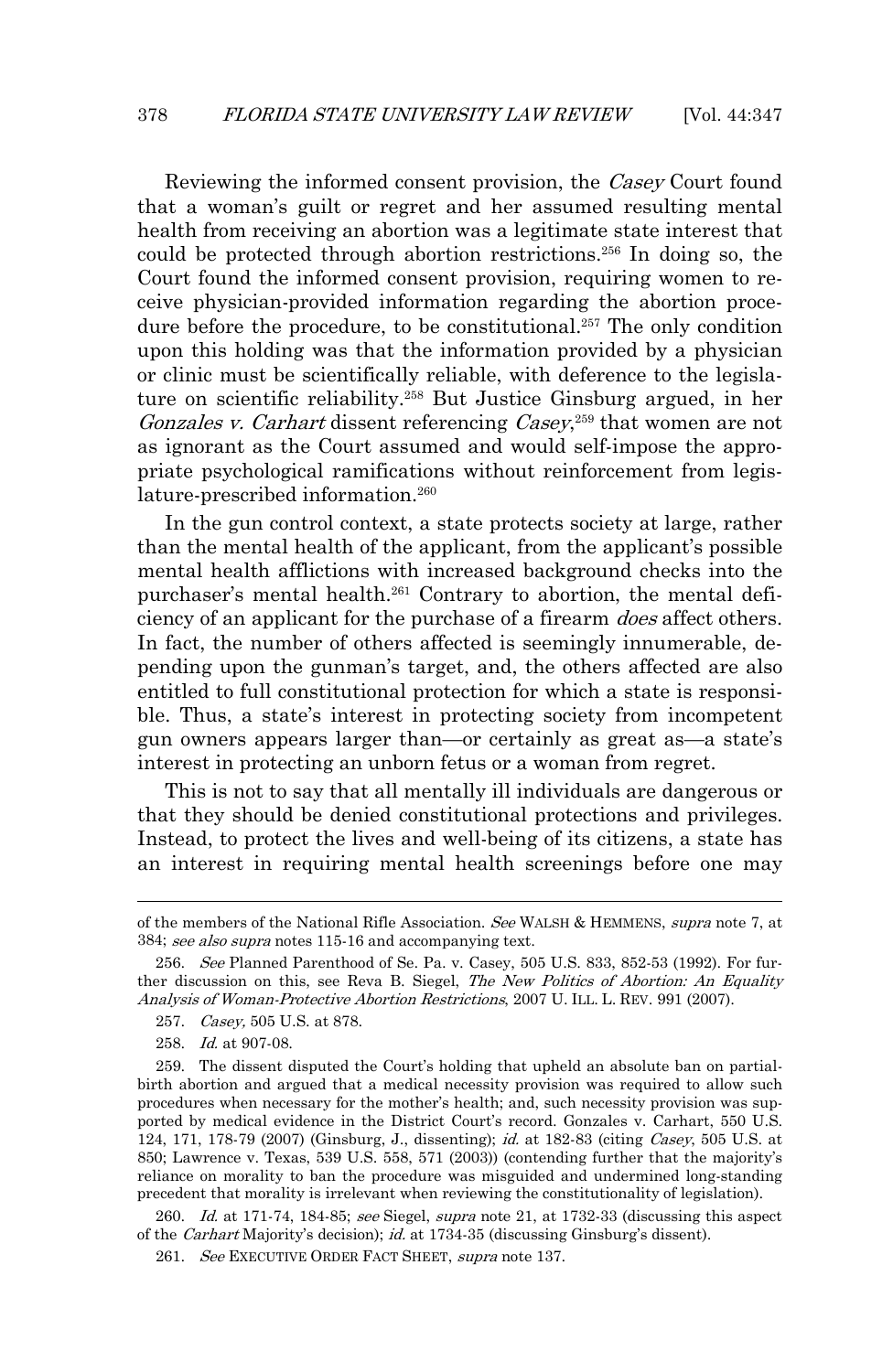Reviewing the informed consent provision, the *Casey* Court found that a woman's guilt or regret and her assumed resulting mental health from receiving an abortion was a legitimate state interest that could be protected through abortion restrictions.[256] In doing so, the Court found the informed consent provision, requiring women to receive physician-provided information regarding the abortion procedure before the procedure, to be constitutional.[257] The only condition upon this holding was that the information provided by a physician or clinic must be scientifically reliable, with deference to the legislature on scientific reliability.[258] But Justice Ginsburg argued, in her *Gonzales v. Carhart* dissent referencing *Casey*,[259] that women are not as ignorant as the Court assumed and would self-impose the appropriate psychological ramifications without reinforcement from legislature-prescribed information.[260]

In the gun control context, a state protects society at large, rather than the mental health of the applicant, from the applicant's possible mental health afflictions with increased background checks into the purchaser's mental health.[261] Contrary to abortion, the mental deficiency of an applicant for the purchase of a firearm *does* affect others. In fact, the number of others affected is seemingly innumerable, depending upon the gunman's target, and, the others affected are also entitled to full constitutional protection for which a state is responsible. Thus, a state's interest in protecting society from incompetent gun owners appears larger than—or certainly as great as—a state's interest in protecting an unborn fetus or a woman from regret.

This is not to say that all mentally ill individuals are dangerous or that they should be denied constitutional protections and privileges. Instead, to protect the lives and well-being of its citizens, a state has an interest in requiring mental health screenings before one may

---

of the members of the National Rifle Association. *See* WALSH & HEMMENS, *supra* note 7, at 384; *see also supra* notes 115-16 and accompanying text.

256. *See* Planned Parenthood of Se. Pa. v. Casey, 505 U.S. 833, 852-53 (1992). For further discussion on this, see Reva B. Siegel, *The New Politics of Abortion: An Equality Analysis of Woman-Protective Abortion Restrictions*, 2007 U. ILL. L. REV. 991 (2007).

257. *Casey,* 505 U.S. at 878.

258. *Id.* at 907-08.

259. The dissent disputed the Court's holding that upheld an absolute ban on partial-birth abortion and argued that a medical necessity provision was required to allow such procedures when necessary for the mother's health; and, such necessity provision was supported by medical evidence in the District Court's record. Gonzales v. Carhart, 550 U.S. 124, 171, 178-79 (2007) (Ginsburg, J., dissenting); *id.* at 182-83 (citing *Casey*, 505 U.S. at 850; Lawrence v. Texas, 539 U.S. 558, 571 (2003)) (contending further that the majority's reliance on morality to ban the procedure was misguided and undermined long-standing precedent that morality is irrelevant when reviewing the constitutionality of legislation).

260. *Id.* at 171-74, 184-85; *see* Siegel, *supra* note 21, at 1732-33 (discussing this aspect of the *Carhart* Majority's decision); *id.* at 1734-35 (discussing Ginsburg's dissent).

261. *See* EXECUTIVE ORDER FACT SHEET, *supra* note 137.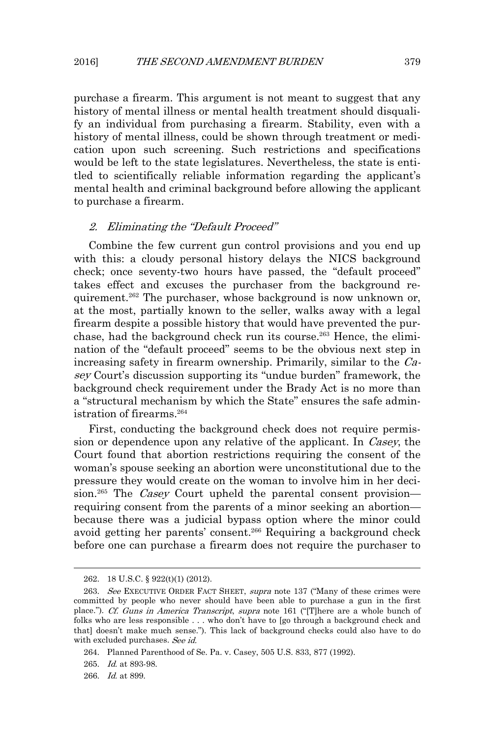purchase a firearm. This argument is not meant to suggest that any history of mental illness or mental health treatment should disqualify an individual from purchasing a firearm. Stability, even with a history of mental illness, could be shown through treatment or medication upon such screening. Such restrictions and specifications would be left to the state legislatures. Nevertheless, the state is entitled to scientifically reliable information regarding the applicant's mental health and criminal background before allowing the applicant to purchase a firearm.

### *2. Eliminating the "Default Proceed"*

Combine the few current gun control provisions and you end up with this: a cloudy personal history delays the NICS background check; once seventy-two hours have passed, the "default proceed" takes effect and excuses the purchaser from the background requirement.[262] The purchaser, whose background is now unknown or, at the most, partially known to the seller, walks away with a legal firearm despite a possible history that would have prevented the purchase, had the background check run its course.[263] Hence, the elimination of the "default proceed" seems to be the obvious next step in increasing safety in firearm ownership. Primarily, similar to the *Casey* Court's discussion supporting its "undue burden" framework, the background check requirement under the Brady Act is no more than a "structural mechanism by which the State" ensures the safe administration of firearms.[264]

First, conducting the background check does not require permission or dependence upon any relative of the applicant. In *Casey*, the Court found that abortion restrictions requiring the consent of the woman's spouse seeking an abortion were unconstitutional due to the pressure they would create on the woman to involve him in her decision.[265] The *Casey* Court upheld the parental consent provision—requiring consent from the parents of a minor seeking an abortion—because there was a judicial bypass option where the minor could avoid getting her parents' consent.[266] Requiring a background check before one can purchase a firearm does not require the purchaser to

---

262. 18 U.S.C. § 922(t)(1) (2012).

263. *See* EXECUTIVE ORDER FACT SHEET, *supra* note 137 ("Many of these crimes were committed by people who never should have been able to purchase a gun in the first place."). *Cf. Guns in America Transcript*, *supra* note 161 ("[T]here are a whole bunch of folks who are less responsible . . . who don't have to [go through a background check and that] doesn't make much sense."). This lack of background checks could also have to do with excluded purchases. *See id.*

264. Planned Parenthood of Se. Pa. v. Casey, 505 U.S. 833, 877 (1992).

265. *Id.* at 893-98.

266. *Id.* at 899.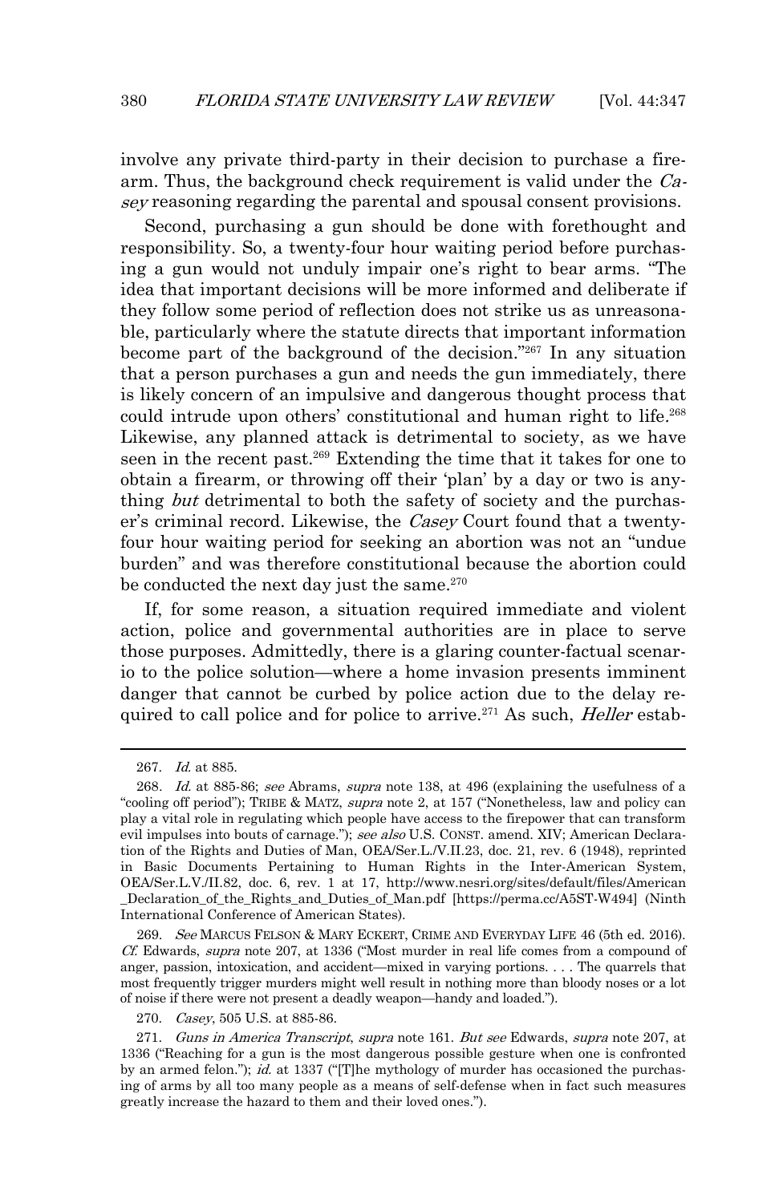involve any private third-party in their decision to purchase a firearm. Thus, the background check requirement is valid under the *Casey* reasoning regarding the parental and spousal consent provisions.

Second, purchasing a gun should be done with forethought and responsibility. So, a twenty-four hour waiting period before purchasing a gun would not unduly impair one's right to bear arms. "The idea that important decisions will be more informed and deliberate if they follow some period of reflection does not strike us as unreasonable, particularly where the statute directs that important information become part of the background of the decision."[267] In any situation that a person purchases a gun and needs the gun immediately, there is likely concern of an impulsive and dangerous thought process that could intrude upon others' constitutional and human right to life.[268] Likewise, any planned attack is detrimental to society, as we have seen in the recent past.[269] Extending the time that it takes for one to obtain a firearm, or throwing off their 'plan' by a day or two is anything *but* detrimental to both the safety of society and the purchaser's criminal record. Likewise, the *Casey* Court found that a twenty-four hour waiting period for seeking an abortion was not an "undue burden" and was therefore constitutional because the abortion could be conducted the next day just the same.[270]

If, for some reason, a situation required immediate and violent action, police and governmental authorities are in place to serve those purposes. Admittedly, there is a glaring counter-factual scenario to the police solution—where a home invasion presents imminent danger that cannot be curbed by police action due to the delay required to call police and for police to arrive.[271] As such, *Heller* estab-

---

267. *Id.* at 885.

268. *Id.* at 885-86; *see* Abrams, *supra* note 138, at 496 (explaining the usefulness of a "cooling off period"); TRIBE & MATZ, *supra* note 2, at 157 ("Nonetheless, law and policy can play a vital role in regulating which people have access to the firepower that can transform evil impulses into bouts of carnage."); *see also* U.S. CONST. amend. XIV; American Declaration of the Rights and Duties of Man, OEA/Ser.L./V.II.23, doc. 21, rev. 6 (1948), reprinted in Basic Documents Pertaining to Human Rights in the Inter-American System, OEA/Ser.L.V./II.82, doc. 6, rev. 1 at 17, http://www.nesri.org/sites/default/files/American_Declaration_of_the_Rights_and_Duties_of_Man.pdf [https://perma.cc/A5ST-W494] (Ninth International Conference of American States).

269. *See* MARCUS FELSON & MARY ECKERT, CRIME AND EVERYDAY LIFE 46 (5th ed. 2016). *Cf.* Edwards, *supra* note 207, at 1336 ("Most murder in real life comes from a compound of anger, passion, intoxication, and accident—mixed in varying portions. . . . The quarrels that most frequently trigger murders might well result in nothing more than bloody noses or a lot of noise if there were not present a deadly weapon—handy and loaded.").

270. *Casey*, 505 U.S. at 885-86.

271. *Guns in America Transcript*, *supra* note 161. *But see* Edwards, *supra* note 207, at 1336 ("Reaching for a gun is the most dangerous possible gesture when one is confronted by an armed felon."); *id.* at 1337 ("[T]he mythology of murder has occasioned the purchasing of arms by all too many people as a means of self-defense when in fact such measures greatly increase the hazard to them and their loved ones.").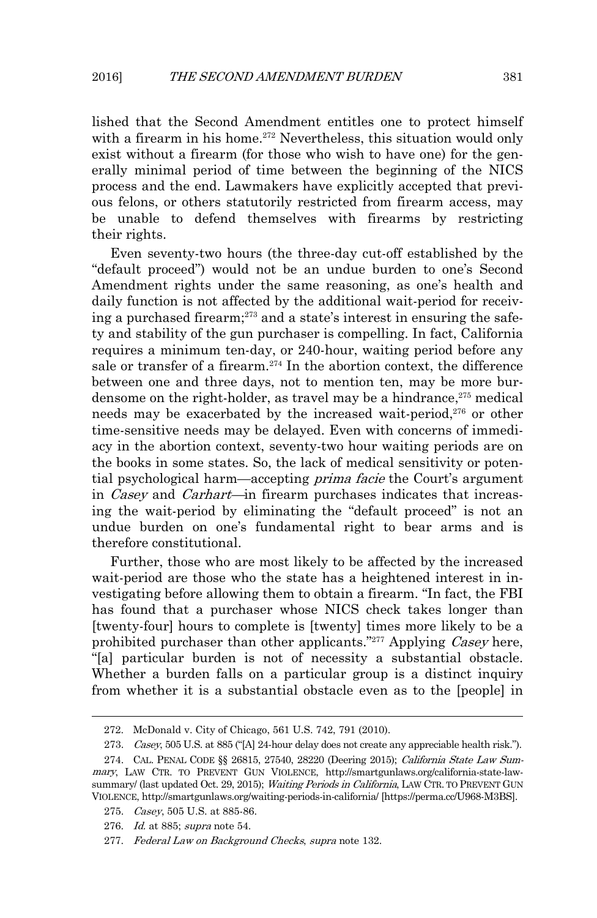lished that the Second Amendment entitles one to protect himself with a firearm in his home.[272] Nevertheless, this situation would only exist without a firearm (for those who wish to have one) for the generally minimal period of time between the beginning of the NICS process and the end. Lawmakers have explicitly accepted that previous felons, or others statutorily restricted from firearm access, may be unable to defend themselves with firearms by restricting their rights.

Even seventy-two hours (the three-day cut-off established by the "default proceed") would not be an undue burden to one's Second Amendment rights under the same reasoning, as one's health and daily function is not affected by the additional wait-period for receiving a purchased firearm;[273] and a state's interest in ensuring the safety and stability of the gun purchaser is compelling. In fact, California requires a minimum ten-day, or 240-hour, waiting period before any sale or transfer of a firearm.[274] In the abortion context, the difference between one and three days, not to mention ten, may be more burdensome on the right-holder, as travel may be a hindrance,[275] medical needs may be exacerbated by the increased wait-period,[276] or other time-sensitive needs may be delayed. Even with concerns of immediacy in the abortion context, seventy-two hour waiting periods are on the books in some states. So, the lack of medical sensitivity or potential psychological harm—accepting *prima facie* the Court's argument in *Casey* and *Carhart*—in firearm purchases indicates that increasing the wait-period by eliminating the "default proceed" is not an undue burden on one's fundamental right to bear arms and is therefore constitutional.

Further, those who are most likely to be affected by the increased wait-period are those who the state has a heightened interest in investigating before allowing them to obtain a firearm. "In fact, the FBI has found that a purchaser whose NICS check takes longer than [twenty-four] hours to complete is [twenty] times more likely to be a prohibited purchaser than other applicants."[277] Applying *Casey* here, "[a] particular burden is not of necessity a substantial obstacle. Whether a burden falls on a particular group is a distinct inquiry from whether it is a substantial obstacle even as to the [people] in

---

272. McDonald v. City of Chicago, 561 U.S. 742, 791 (2010).

273. *Casey*, 505 U.S. at 885 ("[A] 24-hour delay does not create any appreciable health risk.").

274. CAL. PENAL CODE §§ 26815, 27540, 28220 (Deering 2015); *California State Law Summary*, LAW CTR. TO PREVENT GUN VIOLENCE, http://smartgunlaws.org/california-state-law-summary/ (last updated Oct. 29, 2015); *Waiting Periods in California*, LAW CTR. TO PREVENT GUN VIOLENCE, http://smartgunlaws.org/waiting-periods-in-california/ [https://perma.cc/U968-M3BS].

275. *Casey*, 505 U.S. at 885-86.

276. *Id.* at 885; *supra* note 54.

277. *Federal Law on Background Checks*, *supra* note 132.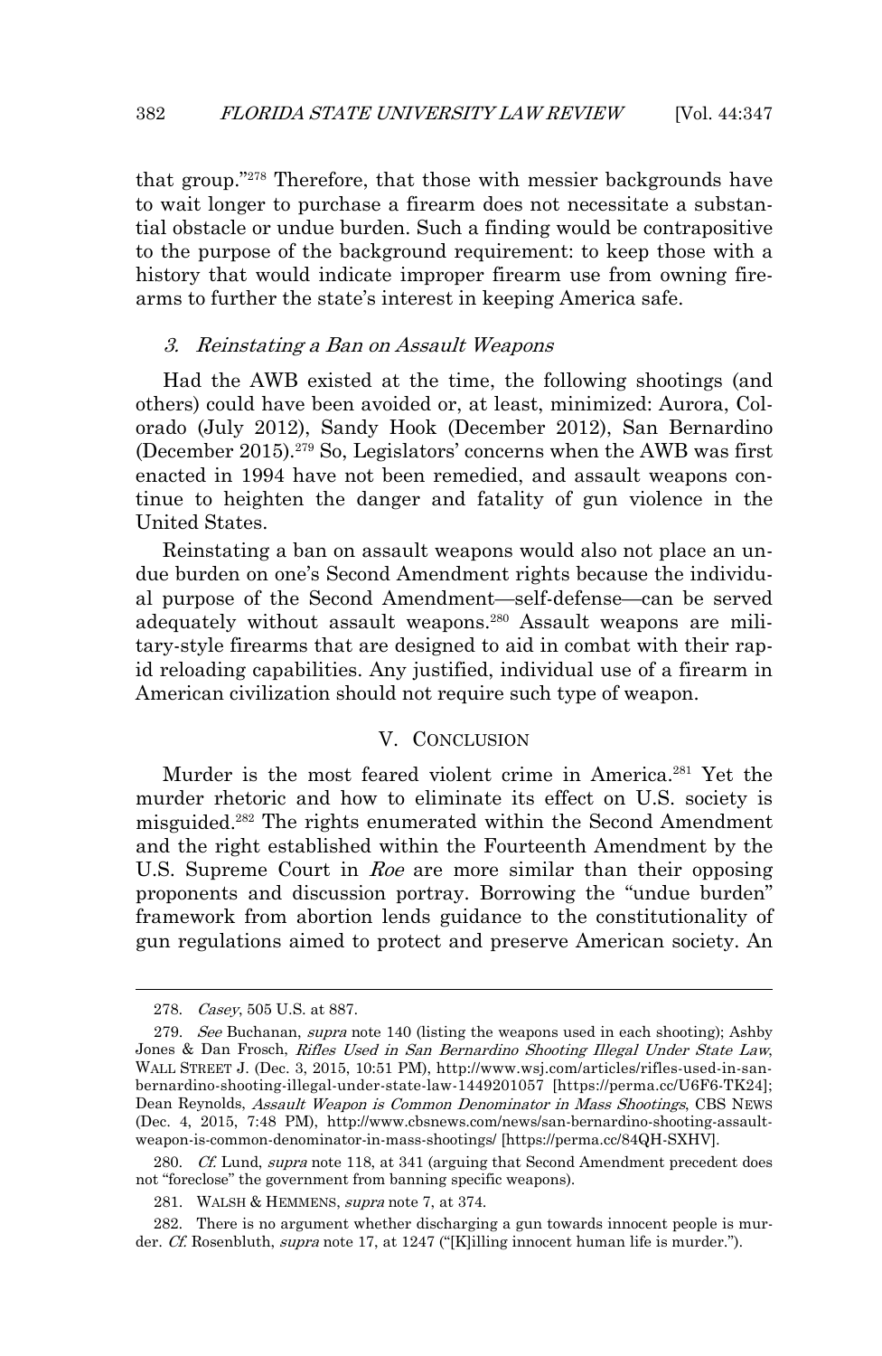that group."[278] Therefore, that those with messier backgrounds have to wait longer to purchase a firearm does not necessitate a substantial obstacle or undue burden. Such a finding would be contrapositive to the purpose of the background requirement: to keep those with a history that would indicate improper firearm use from owning firearms to further the state's interest in keeping America safe.

### 3. *Reinstating a Ban on Assault Weapons*

Had the AWB existed at the time, the following shootings (and others) could have been avoided or, at least, minimized: Aurora, Colorado (July 2012), Sandy Hook (December 2012), San Bernardino (December 2015).[279] So, Legislators' concerns when the AWB was first enacted in 1994 have not been remedied, and assault weapons continue to heighten the danger and fatality of gun violence in the United States.

Reinstating a ban on assault weapons would also not place an undue burden on one's Second Amendment rights because the individual purpose of the Second Amendment—self-defense—can be served adequately without assault weapons.[280] Assault weapons are military-style firearms that are designed to aid in combat with their rapid reloading capabilities. Any justified, individual use of a firearm in American civilization should not require such type of weapon.

## V. CONCLUSION

Murder is the most feared violent crime in America.[281] Yet the murder rhetoric and how to eliminate its effect on U.S. society is misguided.[282] The rights enumerated within the Second Amendment and the right established within the Fourteenth Amendment by the U.S. Supreme Court in *Roe* are more similar than their opposing proponents and discussion portray. Borrowing the "undue burden" framework from abortion lends guidance to the constitutionality of gun regulations aimed to protect and preserve American society. An

---

278. *Casey*, 505 U.S. at 887.

279. *See* Buchanan, *supra* note 140 (listing the weapons used in each shooting); Ashby Jones & Dan Frosch, *Rifles Used in San Bernardino Shooting Illegal Under State Law*, WALL STREET J. (Dec. 3, 2015, 10:51 PM), http://www.wsj.com/articles/rifles-used-in-san-bernardino-shooting-illegal-under-state-law-1449201057 [https://perma.cc/U6F6-TK24]; Dean Reynolds, *Assault Weapon is Common Denominator in Mass Shootings*, CBS NEWS (Dec. 4, 2015, 7:48 PM), http://www.cbsnews.com/news/san-bernardino-shooting-assault-weapon-is-common-denominator-in-mass-shootings/ [https://perma.cc/84QH-SXHV].

280. *Cf.* Lund, *supra* note 118, at 341 (arguing that Second Amendment precedent does not "foreclose" the government from banning specific weapons).

281. WALSH & HEMMENS, *supra* note 7, at 374.

282. There is no argument whether discharging a gun towards innocent people is murder. *Cf.* Rosenbluth, *supra* note 17, at 1247 ("[K]illing innocent human life is murder.").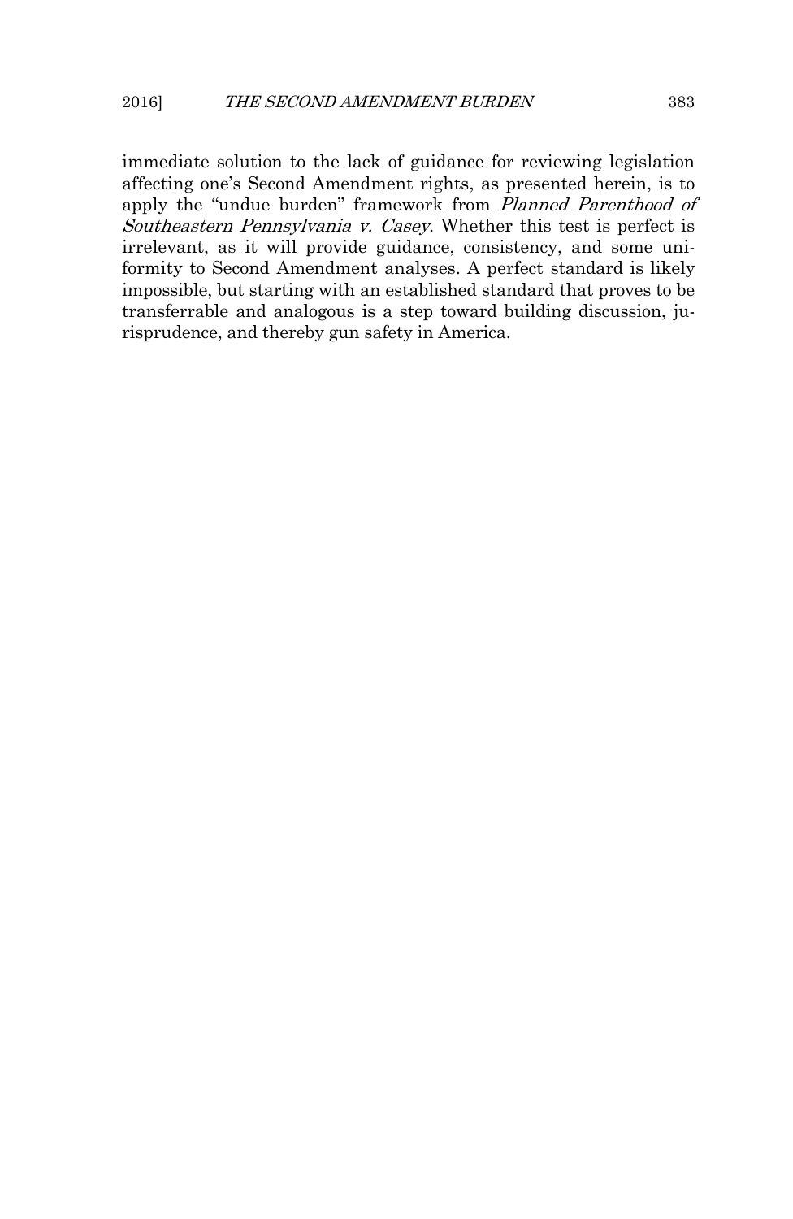immediate solution to the lack of guidance for reviewing legislation affecting one's Second Amendment rights, as presented herein, is to apply the "undue burden" framework from *Planned Parenthood of Southeastern Pennsylvania v. Casey*. Whether this test is perfect is irrelevant, as it will provide guidance, consistency, and some uniformity to Second Amendment analyses. A perfect standard is likely impossible, but starting with an established standard that proves to be transferrable and analogous is a step toward building discussion, jurisprudence, and thereby gun safety in America.